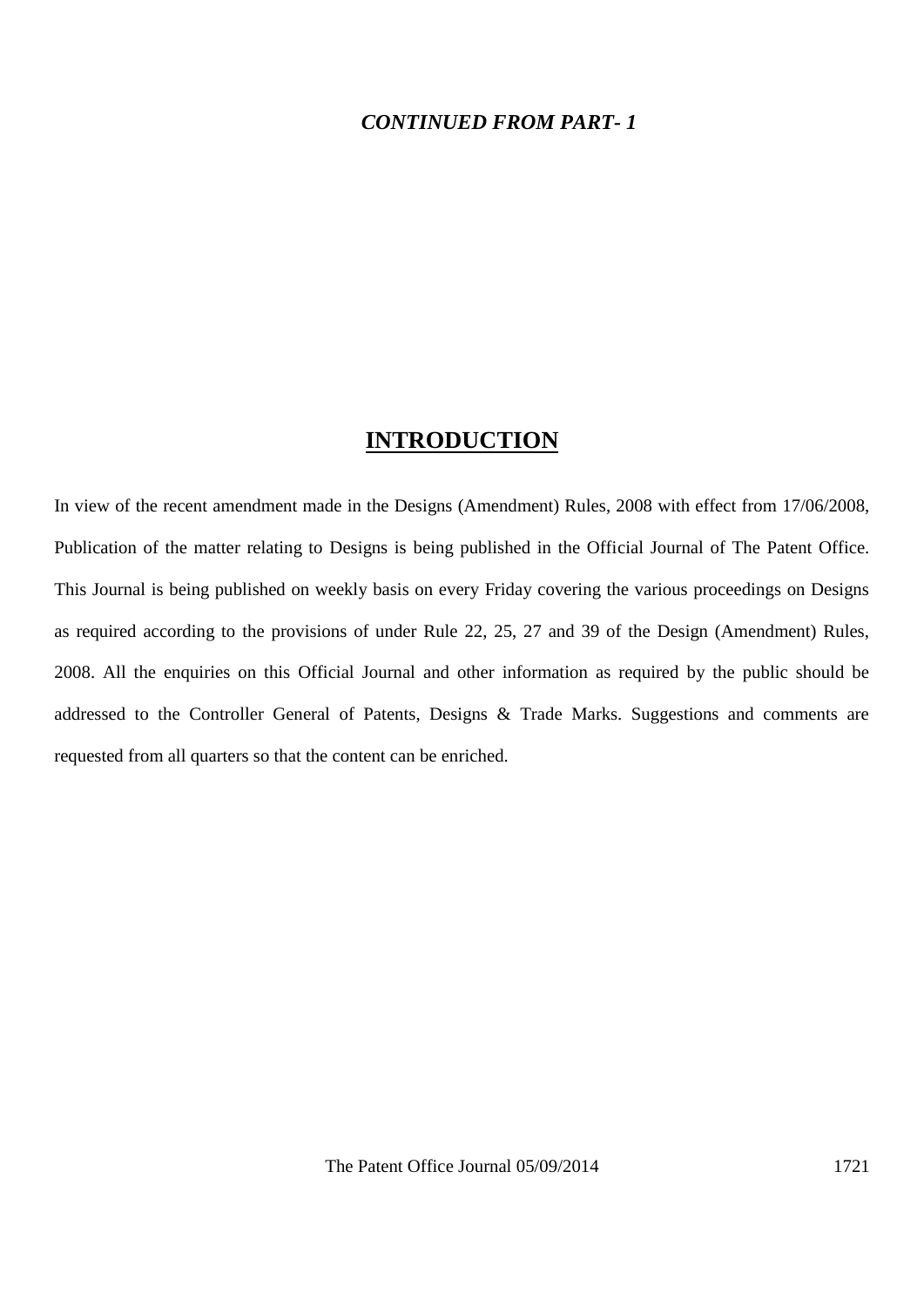***CONTINUED FROM PART- 1***

# INTRODUCTION

In view of the recent amendment made in the Designs (Amendment) Rules, 2008 with effect from 17/06/2008, Publication of the matter relating to Designs is being published in the Official Journal of The Patent Office. This Journal is being published on weekly basis on every Friday covering the various proceedings on Designs as required according to the provisions of under Rule 22, 25, 27 and 39 of the Design (Amendment) Rules, 2008. All the enquiries on this Official Journal and other information as required by the public should be addressed to the Controller General of Patents, Designs & Trade Marks. Suggestions and comments are requested from all quarters so that the content can be enriched.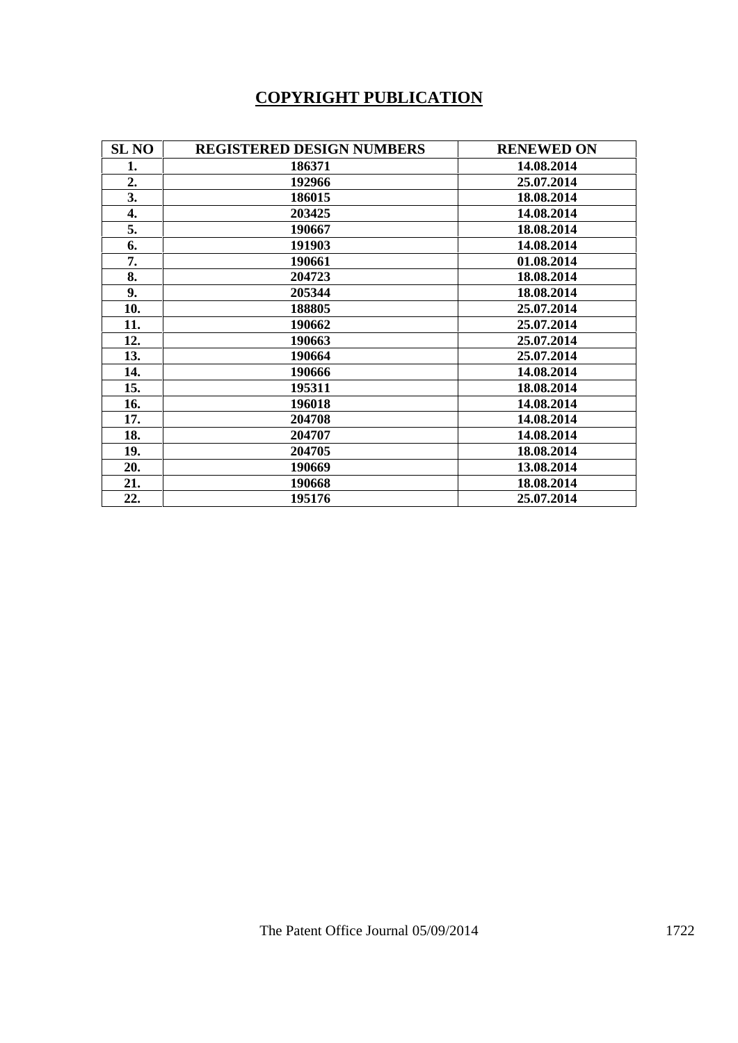# COPYRIGHT PUBLICATION

| SL NO | REGISTERED DESIGN NUMBERS | RENEWED ON |
|---|---|---|
| 1. | 186371 | 14.08.2014 |
| 2. | 192966 | 25.07.2014 |
| 3. | 186015 | 18.08.2014 |
| 4. | 203425 | 14.08.2014 |
| 5. | 190667 | 18.08.2014 |
| 6. | 191903 | 14.08.2014 |
| 7. | 190661 | 01.08.2014 |
| 8. | 204723 | 18.08.2014 |
| 9. | 205344 | 18.08.2014 |
| 10. | 188805 | 25.07.2014 |
| 11. | 190662 | 25.07.2014 |
| 12. | 190663 | 25.07.2014 |
| 13. | 190664 | 25.07.2014 |
| 14. | 190666 | 14.08.2014 |
| 15. | 195311 | 18.08.2014 |
| 16. | 196018 | 14.08.2014 |
| 17. | 204708 | 14.08.2014 |
| 18. | 204707 | 14.08.2014 |
| 19. | 204705 | 18.08.2014 |
| 20. | 190669 | 13.08.2014 |
| 21. | 190668 | 18.08.2014 |
| 22. | 195176 | 25.07.2014 |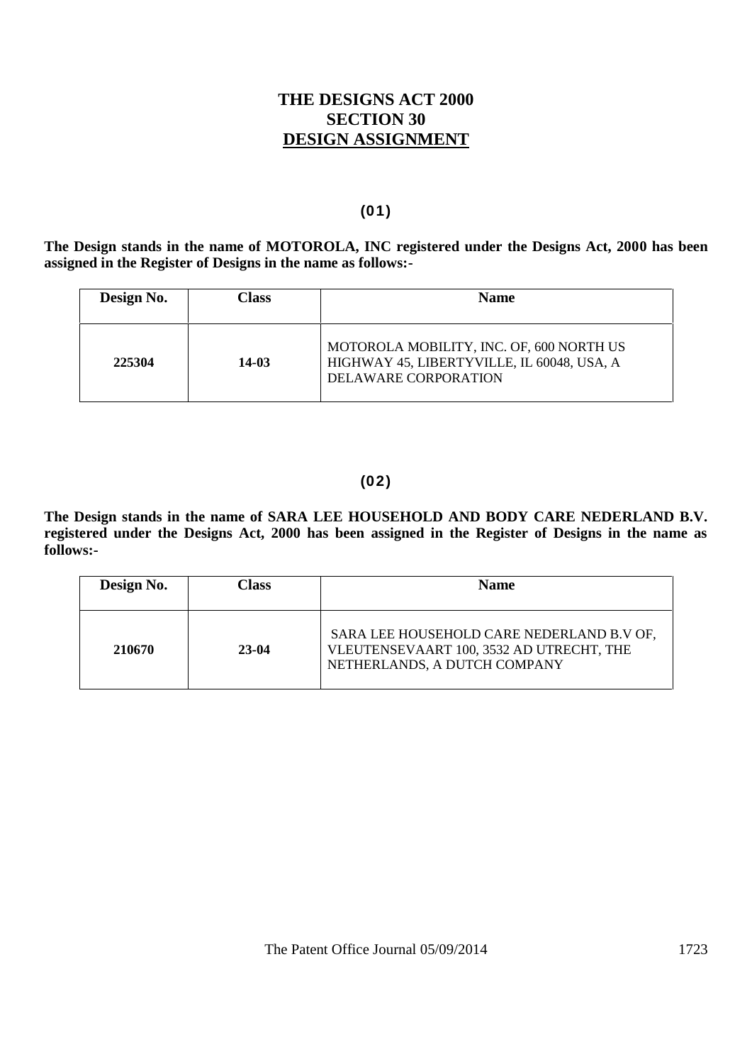# THE DESIGNS ACT 2000
# SECTION 30
# DESIGN ASSIGNMENT

**(01)**

**The Design stands in the name of MOTOROLA, INC registered under the Designs Act, 2000 has been assigned in the Register of Designs in the name as follows:-**

| Design No. | Class | Name |
| --- | --- | --- |
| **225304** | **14-03** | MOTOROLA MOBILITY, INC. OF, 600 NORTH US HIGHWAY 45, LIBERTYVILLE, IL 60048, USA, A DELAWARE CORPORATION |

**(02)**

**The Design stands in the name of SARA LEE HOUSEHOLD AND BODY CARE NEDERLAND B.V. registered under the Designs Act, 2000 has been assigned in the Register of Designs in the name as follows:-**

| Design No. | Class | Name |
| --- | --- | --- |
| **210670** | **23-04** | SARA LEE HOUSEHOLD CARE NEDERLAND B.V OF, VLEUTENSEVAART 100, 3532 AD UTRECHT, THE NETHERLANDS, A DUTCH COMPANY |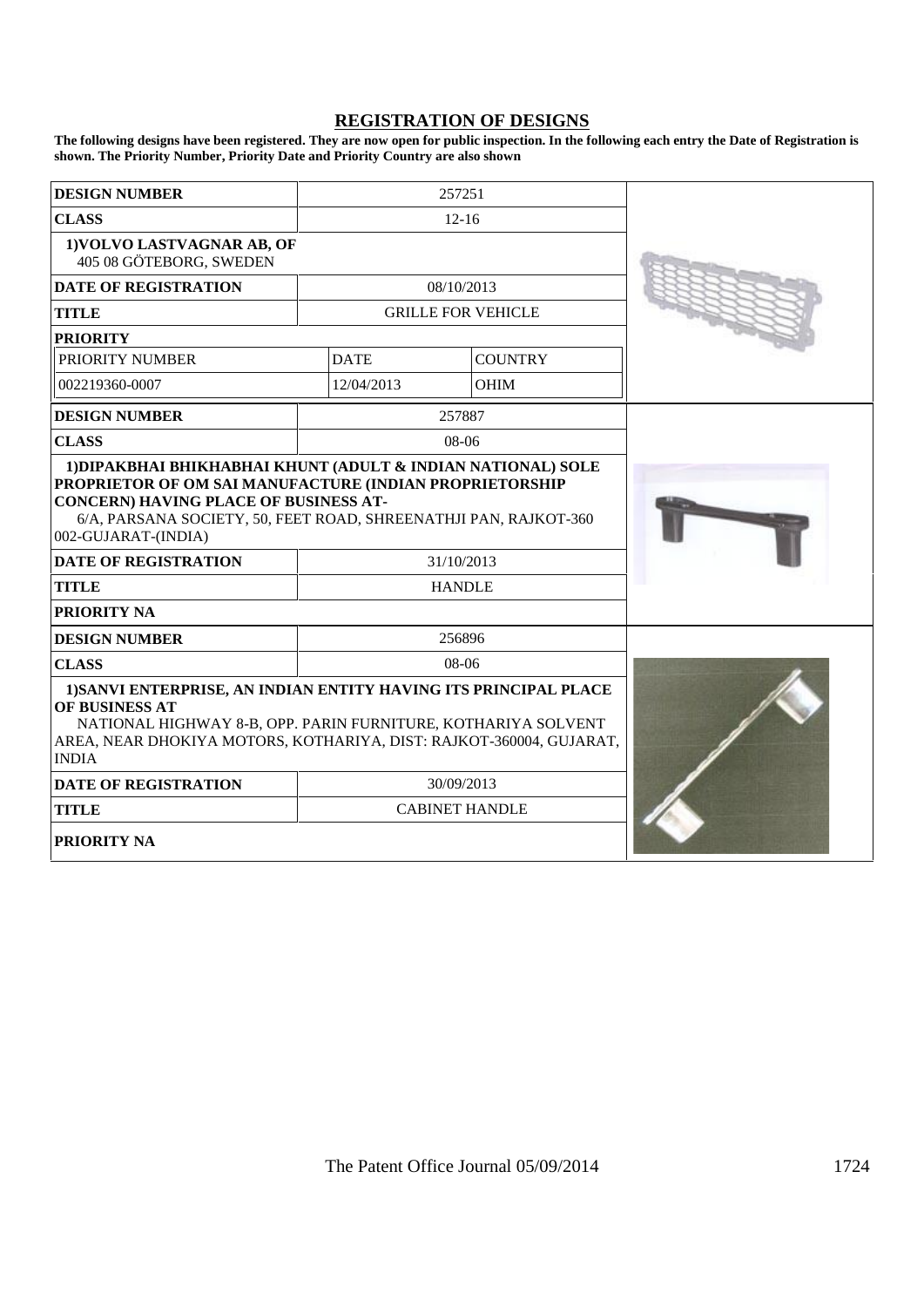## REGISTRATION OF DESIGNS

**The following designs have been registered. They are now open for public inspection. In the following each entry the Date of Registration is shown. The Priority Number, Priority Date and Priority Country are also shown**

| | | |
|---|---|---|
| **DESIGN NUMBER** | 257251 | |
| **CLASS** | 12-16 | |
| **1)VOLVO LASTVAGNAR AB, OF** 405 08 GÖTEBORG, SWEDEN | | |
| **DATE OF REGISTRATION** | 08/10/2013 | |
| **TITLE** | GRILLE FOR VEHICLE | |
| **PRIORITY** | | |
| PRIORITY NUMBER | DATE | COUNTRY |
| 002219360-0007 | 12/04/2013 | OHIM |

| | |
|---|---|
| **DESIGN NUMBER** | 257887 |
| **CLASS** | 08-06 |
| **1)DIPAKBHAI BHIKHABHAI KHUNT (ADULT & INDIAN NATIONAL) SOLE PROPRIETOR OF OM SAI MANUFACTURE (INDIAN PROPRIETORSHIP CONCERN) HAVING PLACE OF BUSINESS AT-** 6/A, PARSANA SOCIETY, 50, FEET ROAD, SHREENATHJI PAN, RAJKOT-360 002-GUJARAT-(INDIA) | |
| **DATE OF REGISTRATION** | 31/10/2013 |
| **TITLE** | HANDLE |
| **PRIORITY NA** | |

| | |
|---|---|
| **DESIGN NUMBER** | 256896 |
| **CLASS** | 08-06 |
| **1)SANVI ENTERPRISE, AN INDIAN ENTITY HAVING ITS PRINCIPAL PLACE OF BUSINESS AT** NATIONAL HIGHWAY 8-B, OPP. PARIN FURNITURE, KOTHARIYA SOLVENT AREA, NEAR DHOKIYA MOTORS, KOTHARIYA, DIST: RAJKOT-360004, GUJARAT, INDIA | |
| **DATE OF REGISTRATION** | 30/09/2013 |
| **TITLE** | CABINET HANDLE |
| **PRIORITY NA** | |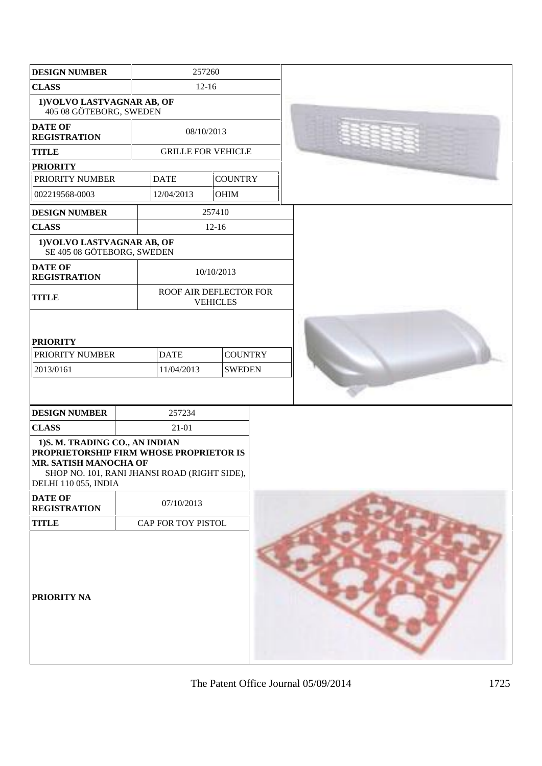| DESIGN NUMBER | 257260 | |
|---|---|---|
| CLASS | 12-16 | |
| 1)VOLVO LASTVAGNAR AB, OF 405 08 GÖTEBORG, SWEDEN | | |
| DATE OF REGISTRATION | 08/10/2013 | |
| TITLE | GRILLE FOR VEHICLE | |
| PRIORITY | | |
| PRIORITY NUMBER | DATE | COUNTRY |
| 002219568-0003 | 12/04/2013 | OHIM |

| DESIGN NUMBER | 257410 | |
|---|---|---|
| CLASS | 12-16 | |
| 1)VOLVO LASTVAGNAR AB, OF SE 405 08 GÖTEBORG, SWEDEN | | |
| DATE OF REGISTRATION | 10/10/2013 | |
| TITLE | ROOF AIR DEFLECTOR FOR VEHICLES | |
| PRIORITY | | |
| PRIORITY NUMBER | DATE | COUNTRY |
| 2013/0161 | 11/04/2013 | SWEDEN |

| DESIGN NUMBER | 257234 |
|---|---|
| CLASS | 21-01 |
| 1)S. M. TRADING CO., AN INDIAN PROPRIETORSHIP FIRM WHOSE PROPRIETOR IS MR. SATISH MANOCHA OF SHOP NO. 101, RANI JHANSI ROAD (RIGHT SIDE), DELHI 110 055, INDIA | |
| DATE OF REGISTRATION | 07/10/2013 |
| TITLE | CAP FOR TOY PISTOL |
| PRIORITY NA | |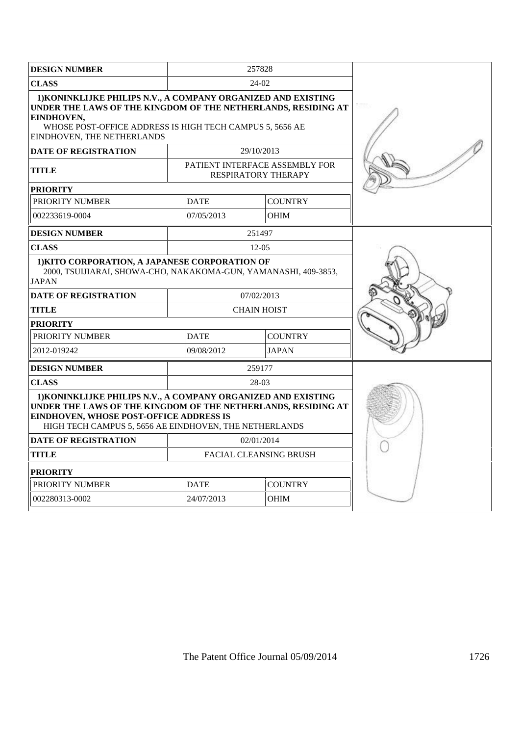| DESIGN NUMBER | 257828 | |
|---|---|---|
| CLASS | 24-02 | |
| **1)KONINKLIJKE PHILIPS N.V., A COMPANY ORGANIZED AND EXISTING UNDER THE LAWS OF THE KINGDOM OF THE NETHERLANDS, RESIDING AT EINDHOVEN,** WHOSE POST-OFFICE ADDRESS IS HIGH TECH CAMPUS 5, 5656 AE EINDHOVEN, THE NETHERLANDS | | |
| DATE OF REGISTRATION | 29/10/2013 | |
| TITLE | PATIENT INTERFACE ASSEMBLY FOR RESPIRATORY THERAPY | |
| PRIORITY | | |
| PRIORITY NUMBER | DATE | COUNTRY |
| 002233619-0004 | 07/05/2013 | OHIM |

| DESIGN NUMBER | 251497 | |
|---|---|---|
| CLASS | 12-05 | |
| **1)KITO CORPORATION, A JAPANESE CORPORATION OF** 2000, TSUIJIARAI, SHOWA-CHO, NAKAKOMA-GUN, YAMANASHI, 409-3853, JAPAN | | |
| DATE OF REGISTRATION | 07/02/2013 | |
| TITLE | CHAIN HOIST | |
| PRIORITY | | |
| PRIORITY NUMBER | DATE | COUNTRY |
| 2012-019242 | 09/08/2012 | JAPAN |

| DESIGN NUMBER | 259177 | |
|---|---|---|
| CLASS | 28-03 | |
| **1)KONINKLIJKE PHILIPS N.V., A COMPANY ORGANIZED AND EXISTING UNDER THE LAWS OF THE KINGDOM OF THE NETHERLANDS, RESIDING AT EINDHOVEN, WHOSE POST-OFFICE ADDRESS IS** HIGH TECH CAMPUS 5, 5656 AE EINDHOVEN, THE NETHERLANDS | | |
| DATE OF REGISTRATION | 02/01/2014 | |
| TITLE | FACIAL CLEANSING BRUSH | |
| PRIORITY | | |
| PRIORITY NUMBER | DATE | COUNTRY |
| 002280313-0002 | 24/07/2013 | OHIM |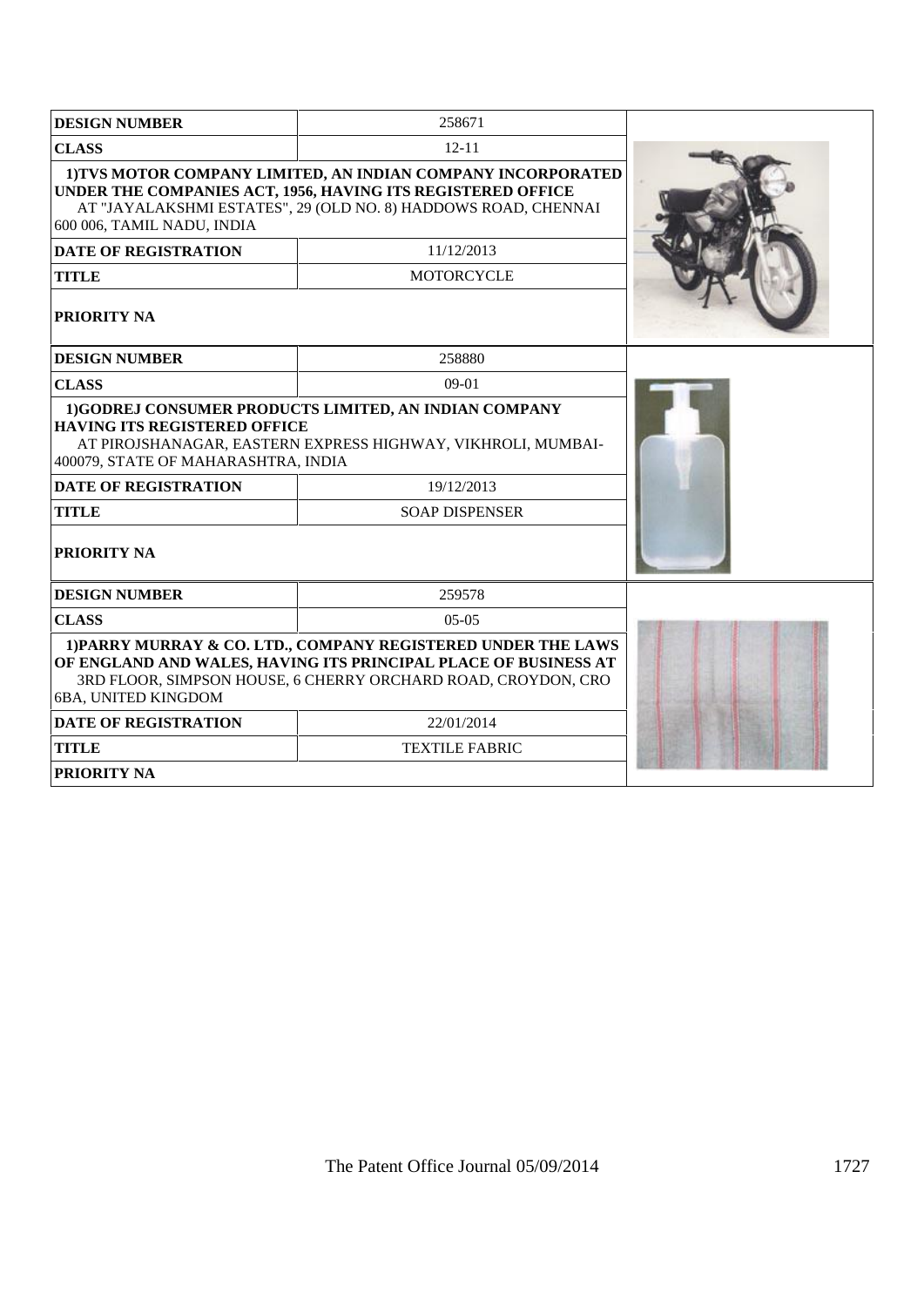| DESIGN NUMBER | 258671 |
|---|---|
| CLASS | 12-11 |
| 1)TVS MOTOR COMPANY LIMITED, AN INDIAN COMPANY INCORPORATED UNDER THE COMPANIES ACT, 1956, HAVING ITS REGISTERED OFFICE AT "JAYALAKSHMI ESTATES", 29 (OLD NO. 8) HADDOWS ROAD, CHENNAI 600 006, TAMIL NADU, INDIA | |
| DATE OF REGISTRATION | 11/12/2013 |
| TITLE | MOTORCYCLE |
| PRIORITY NA | |

| DESIGN NUMBER | 258880 |
|---|---|
| CLASS | 09-01 |
| 1)GODREJ CONSUMER PRODUCTS LIMITED, AN INDIAN COMPANY HAVING ITS REGISTERED OFFICE AT PIROJSHANAGAR, EASTERN EXPRESS HIGHWAY, VIKHROLI, MUMBAI-400079, STATE OF MAHARASHTRA, INDIA | |
| DATE OF REGISTRATION | 19/12/2013 |
| TITLE | SOAP DISPENSER |
| PRIORITY NA | |

| DESIGN NUMBER | 259578 |
|---|---|
| CLASS | 05-05 |
| 1)PARRY MURRAY & CO. LTD., COMPANY REGISTERED UNDER THE LAWS OF ENGLAND AND WALES, HAVING ITS PRINCIPAL PLACE OF BUSINESS AT 3RD FLOOR, SIMPSON HOUSE, 6 CHERRY ORCHARD ROAD, CROYDON, CRO 6BA, UNITED KINGDOM | |
| DATE OF REGISTRATION | 22/01/2014 |
| TITLE | TEXTILE FABRIC |
| PRIORITY NA | |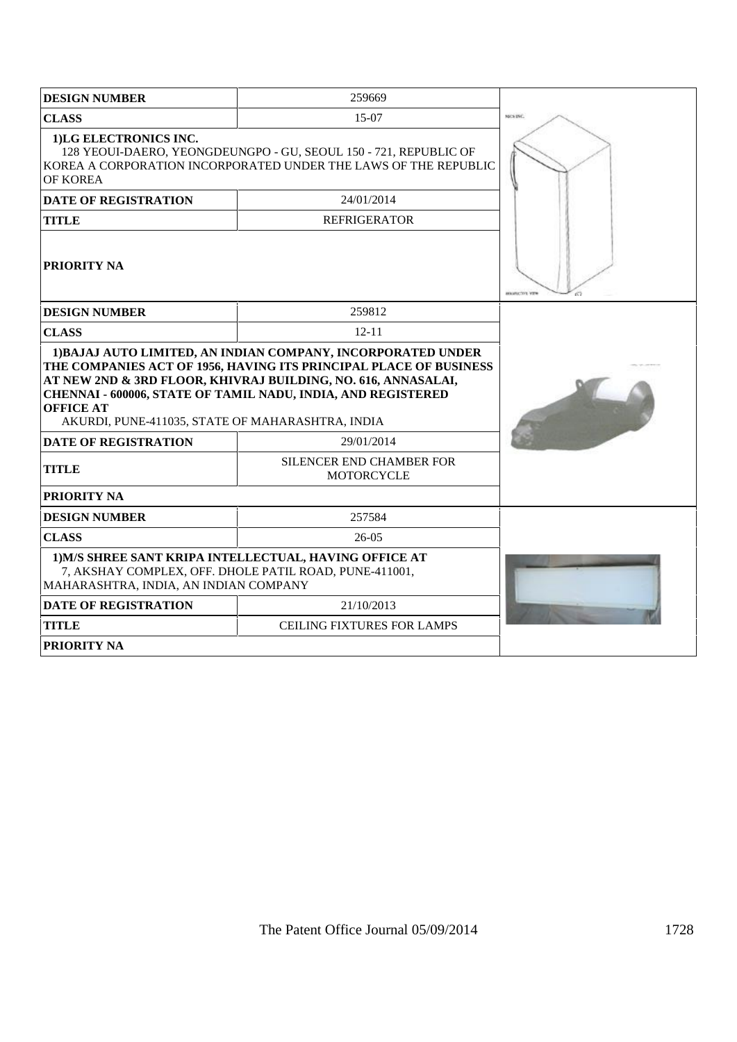| DESIGN NUMBER | 259669 |
|---|---|
| CLASS | 15-07 |
| **1)LG ELECTRONICS INC.** 128 YEOUI-DAERO, YEONGDEUNGPO - GU, SEOUL 150 - 721, REPUBLIC OF KOREA A CORPORATION INCORPORATED UNDER THE LAWS OF THE REPUBLIC OF KOREA | |
| DATE OF REGISTRATION | 24/01/2014 |
| TITLE | REFRIGERATOR |
| PRIORITY NA | |

| DESIGN NUMBER | 259812 |
|---|---|
| CLASS | 12-11 |
| **1)BAJAJ AUTO LIMITED, AN INDIAN COMPANY, INCORPORATED UNDER THE COMPANIES ACT OF 1956, HAVING ITS PRINCIPAL PLACE OF BUSINESS AT NEW 2ND & 3RD FLOOR, KHIVRAJ BUILDING, NO. 616, ANNASALAI, CHENNAI - 600006, STATE OF TAMIL NADU, INDIA, AND REGISTERED OFFICE AT** AKURDI, PUNE-411035, STATE OF MAHARASHTRA, INDIA | |
| DATE OF REGISTRATION | 29/01/2014 |
| TITLE | SILENCER END CHAMBER FOR MOTORCYCLE |
| PRIORITY NA | |

| DESIGN NUMBER | 257584 |
|---|---|
| CLASS | 26-05 |
| **1)M/S SHREE SANT KRIPA INTELLECTUAL, HAVING OFFICE AT** 7, AKSHAY COMPLEX, OFF. DHOLE PATIL ROAD, PUNE-411001, MAHARASHTRA, INDIA, AN INDIAN COMPANY | |
| DATE OF REGISTRATION | 21/10/2013 |
| TITLE | CEILING FIXTURES FOR LAMPS |
| PRIORITY NA | |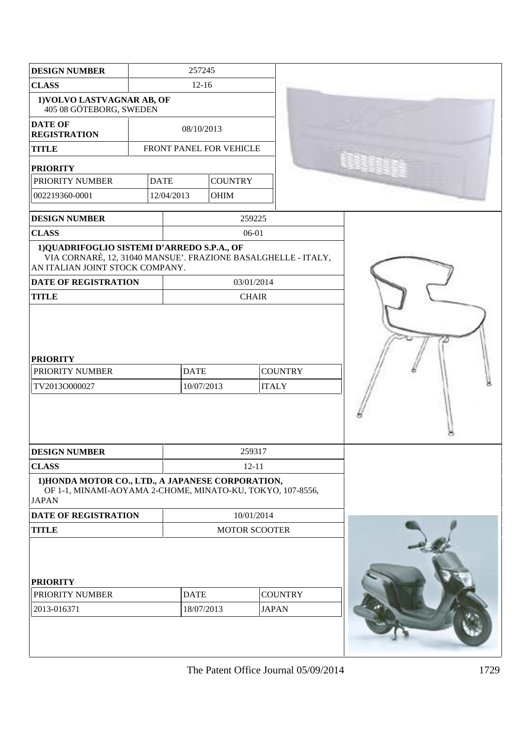| DESIGN NUMBER | 257245 | |
|---|---|---|
| CLASS | 12-16 | |
| 1)VOLVO LASTVAGNAR AB, OF 405 08 GÖTEBORG, SWEDEN | | |
| DATE OF REGISTRATION | 08/10/2013 | |
| TITLE | FRONT PANEL FOR VEHICLE | |
| PRIORITY | | |
| PRIORITY NUMBER | DATE | COUNTRY |
| 002219360-0001 | 12/04/2013 | OHIM |

| DESIGN NUMBER | 259225 | |
|---|---|---|
| CLASS | 06-01 | |
| 1)QUADRIFOGLIO SISTEMI D'ARREDO S.P.A., OF VIA CORNARÈ, 12, 31040 MANSUE'. FRAZIONE BASALGHELLE - ITALY, AN ITALIAN JOINT STOCK COMPANY. | | |
| DATE OF REGISTRATION | 03/01/2014 | |
| TITLE | CHAIR | |
| PRIORITY | | |
| PRIORITY NUMBER | DATE | COUNTRY |
| TV2013O000027 | 10/07/2013 | ITALY |

| DESIGN NUMBER | 259317 | |
|---|---|---|
| CLASS | 12-11 | |
| 1)HONDA MOTOR CO., LTD., A JAPANESE CORPORATION, OF 1-1, MINAMI-AOYAMA 2-CHOME, MINATO-KU, TOKYO, 107-8556, JAPAN | | |
| DATE OF REGISTRATION | 10/01/2014 | |
| TITLE | MOTOR SCOOTER | |
| PRIORITY | | |
| PRIORITY NUMBER | DATE | COUNTRY |
| 2013-016371 | 18/07/2013 | JAPAN |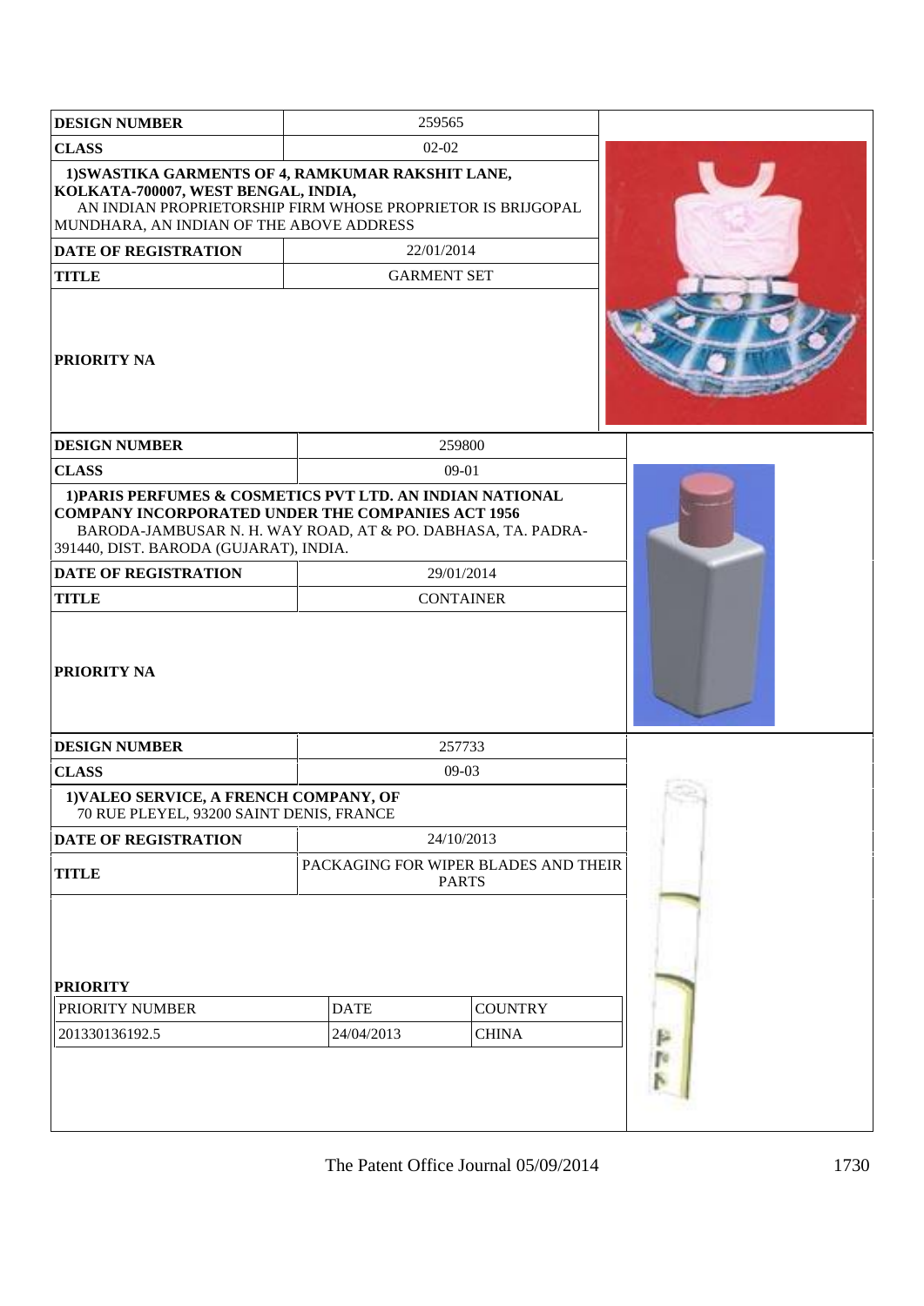| DESIGN NUMBER | 259565 |
|---|---|
| CLASS | 02-02 |
| 1)SWASTIKA GARMENTS OF 4, RAMKUMAR RAKSHIT LANE, KOLKATA-700007, WEST BENGAL, INDIA, AN INDIAN PROPRIETORSHIP FIRM WHOSE PROPRIETOR IS BRIJGOPAL MUNDHARA, AN INDIAN OF THE ABOVE ADDRESS | |
| DATE OF REGISTRATION | 22/01/2014 |
| TITLE | GARMENT SET |
| PRIORITY NA | |

| DESIGN NUMBER | 259800 |
|---|---|
| CLASS | 09-01 |
| 1)PARIS PERFUMES & COSMETICS PVT LTD. AN INDIAN NATIONAL COMPANY INCORPORATED UNDER THE COMPANIES ACT 1956 BARODA-JAMBUSAR N. H. WAY ROAD, AT & PO. DABHASA, TA. PADRA-391440, DIST. BARODA (GUJARAT), INDIA. | |
| DATE OF REGISTRATION | 29/01/2014 |
| TITLE | CONTAINER |
| PRIORITY NA | |

| DESIGN NUMBER | 257733 | |
|---|---|---|
| CLASS | 09-03 | |
| 1)VALEO SERVICE, A FRENCH COMPANY, OF 70 RUE PLEYEL, 93200 SAINT DENIS, FRANCE | | |
| DATE OF REGISTRATION | 24/10/2013 | |
| TITLE | PACKAGING FOR WIPER BLADES AND THEIR PARTS | |
| PRIORITY | | |
| PRIORITY NUMBER | DATE | COUNTRY |
| 201330136192.5 | 24/04/2013 | CHINA |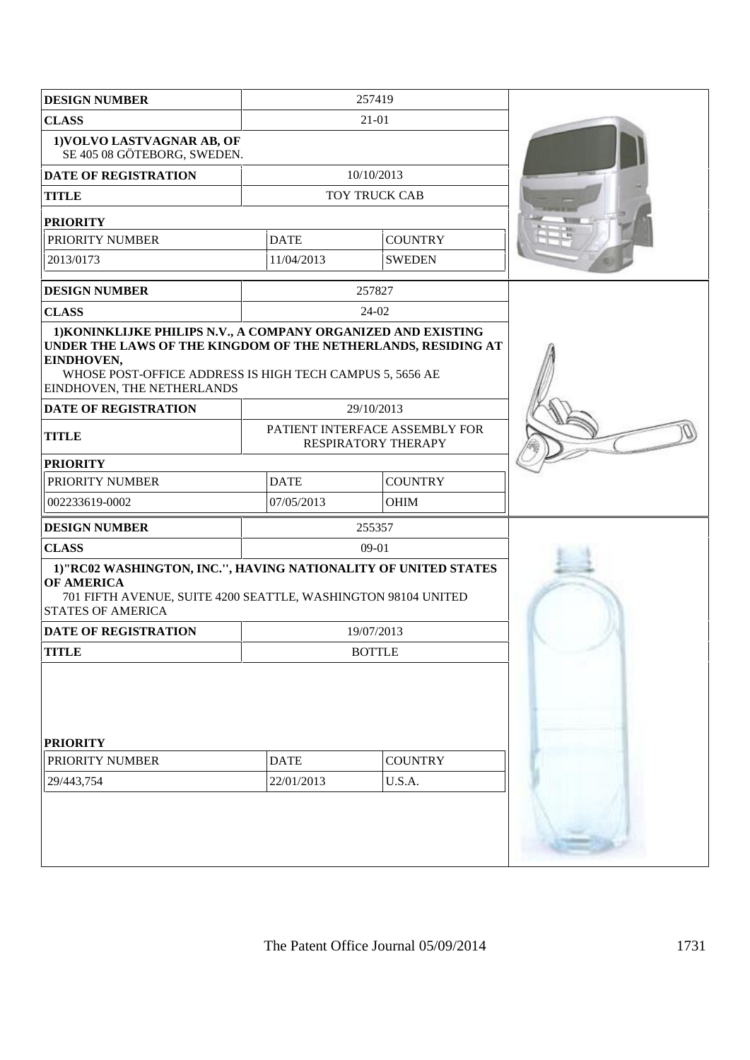| DESIGN NUMBER | 257419 | |
|---|---|---|
| CLASS | 21-01 | |
| 1)VOLVO LASTVAGNAR AB, OF SE 405 08 GÖTEBORG, SWEDEN. | | |
| DATE OF REGISTRATION | 10/10/2013 | |
| TITLE | TOY TRUCK CAB | |
| PRIORITY | | |
| PRIORITY NUMBER | DATE | COUNTRY |
| 2013/0173 | 11/04/2013 | SWEDEN |

| DESIGN NUMBER | 257827 | |
|---|---|---|
| CLASS | 24-02 | |
| 1)KONINKLIJKE PHILIPS N.V., A COMPANY ORGANIZED AND EXISTING UNDER THE LAWS OF THE KINGDOM OF THE NETHERLANDS, RESIDING AT EINDHOVEN, WHOSE POST-OFFICE ADDRESS IS HIGH TECH CAMPUS 5, 5656 AE EINDHOVEN, THE NETHERLANDS | | |
| DATE OF REGISTRATION | 29/10/2013 | |
| TITLE | PATIENT INTERFACE ASSEMBLY FOR RESPIRATORY THERAPY | |
| PRIORITY | | |
| PRIORITY NUMBER | DATE | COUNTRY |
| 002233619-0002 | 07/05/2013 | OHIM |

| DESIGN NUMBER | 255357 | |
|---|---|---|
| CLASS | 09-01 | |
| 1)"RC02 WASHINGTON, INC.", HAVING NATIONALITY OF UNITED STATES OF AMERICA 701 FIFTH AVENUE, SUITE 4200 SEATTLE, WASHINGTON 98104 UNITED STATES OF AMERICA | | |
| DATE OF REGISTRATION | 19/07/2013 | |
| TITLE | BOTTLE | |
| PRIORITY | | |
| PRIORITY NUMBER | DATE | COUNTRY |
| 29/443,754 | 22/01/2013 | U.S.A. |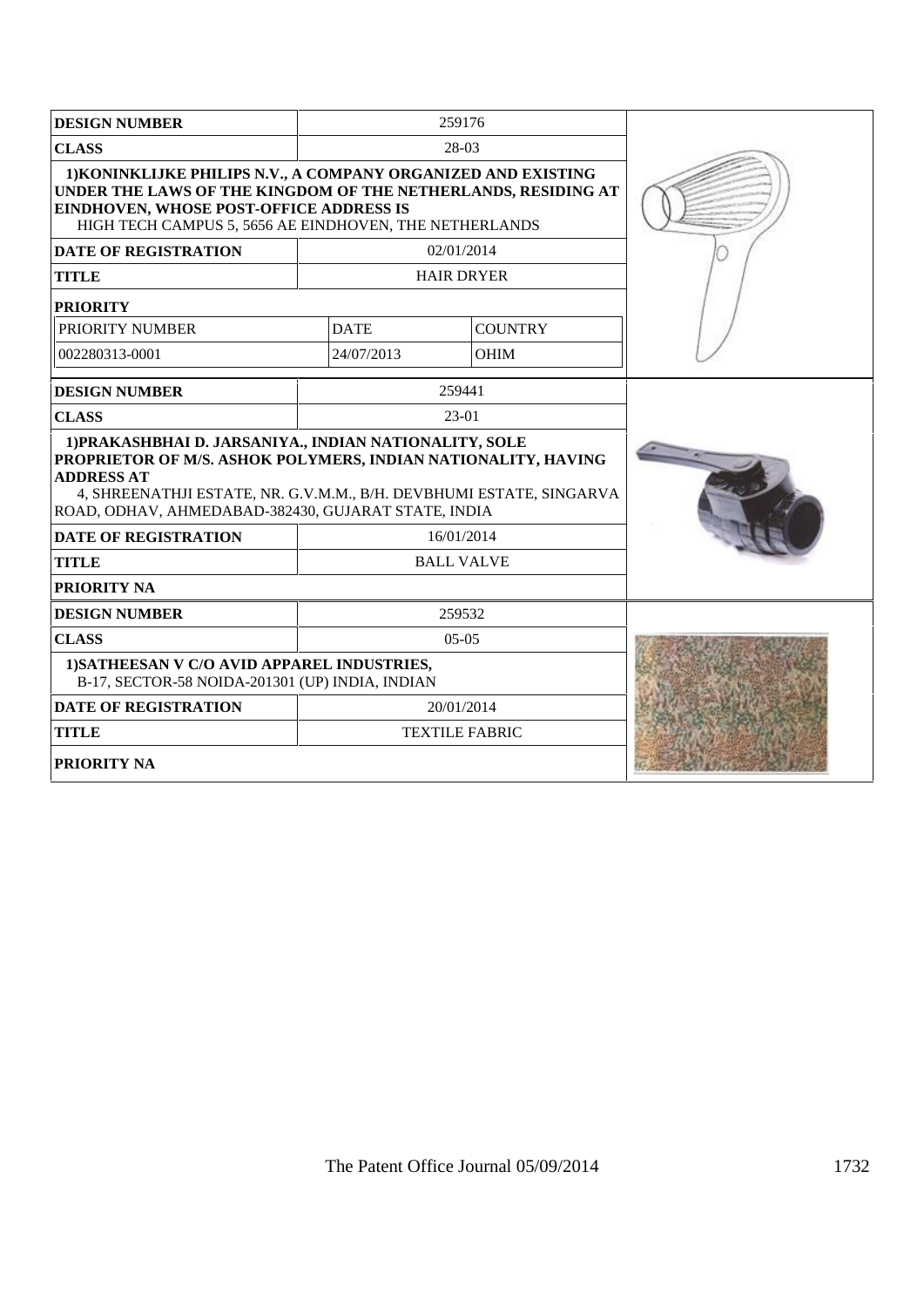| DESIGN NUMBER | 259176 | |
|---|---|---|
| CLASS | 28-03 | |
| 1)KONINKLIJKE PHILIPS N.V., A COMPANY ORGANIZED AND EXISTING UNDER THE LAWS OF THE KINGDOM OF THE NETHERLANDS, RESIDING AT EINDHOVEN, WHOSE POST-OFFICE ADDRESS IS HIGH TECH CAMPUS 5, 5656 AE EINDHOVEN, THE NETHERLANDS | | |
| DATE OF REGISTRATION | 02/01/2014 | |
| TITLE | HAIR DRYER | |
| PRIORITY | | |
| PRIORITY NUMBER | DATE | COUNTRY |
| 002280313-0001 | 24/07/2013 | OHIM |

| DESIGN NUMBER | 259441 |
|---|---|
| CLASS | 23-01 |
| 1)PRAKASHBHAI D. JARSANIYA., INDIAN NATIONALITY, SOLE PROPRIETOR OF M/S. ASHOK POLYMERS, INDIAN NATIONALITY, HAVING ADDRESS AT 4, SHREENATHJI ESTATE, NR. G.V.M.M., B/H. DEVBHUMI ESTATE, SINGARVA ROAD, ODHAV, AHMEDABAD-382430, GUJARAT STATE, INDIA | |
| DATE OF REGISTRATION | 16/01/2014 |
| TITLE | BALL VALVE |
| PRIORITY NA | |

| DESIGN NUMBER | 259532 |
|---|---|
| CLASS | 05-05 |
| 1)SATHEESAN V C/O AVID APPAREL INDUSTRIES, B-17, SECTOR-58 NOIDA-201301 (UP) INDIA, INDIAN | |
| DATE OF REGISTRATION | 20/01/2014 |
| TITLE | TEXTILE FABRIC |
| PRIORITY NA | |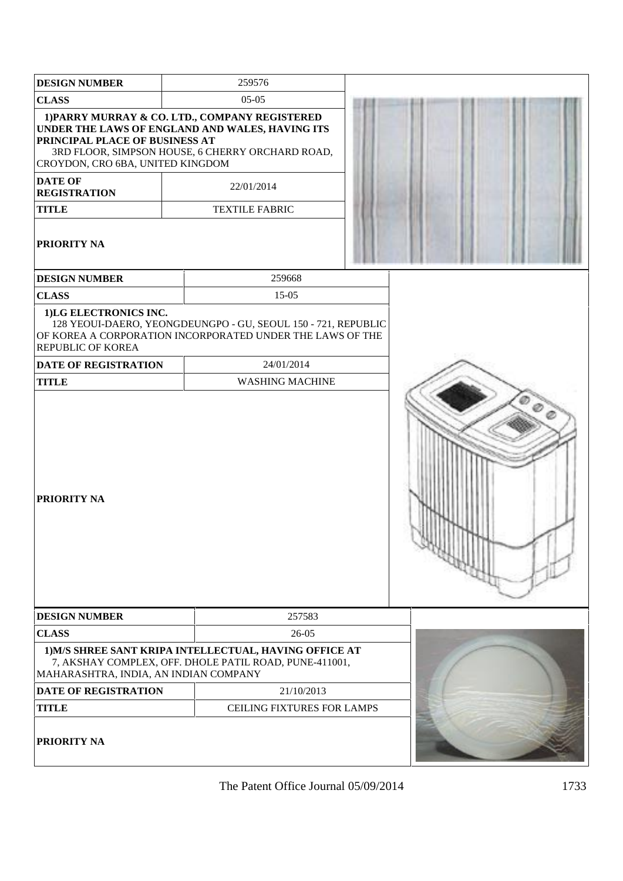| DESIGN NUMBER | 259576 |
| --- | --- |
| CLASS | 05-05 |
| 1)PARRY MURRAY & CO. LTD., COMPANY REGISTERED UNDER THE LAWS OF ENGLAND AND WALES, HAVING ITS PRINCIPAL PLACE OF BUSINESS AT 3RD FLOOR, SIMPSON HOUSE, 6 CHERRY ORCHARD ROAD, CROYDON, CRO 6BA, UNITED KINGDOM | |
| DATE OF REGISTRATION | 22/01/2014 |
| TITLE | TEXTILE FABRIC |
| PRIORITY NA | |

| DESIGN NUMBER | 259668 |
| --- | --- |
| CLASS | 15-05 |
| 1)LG ELECTRONICS INC. 128 YEOUI-DAERO, YEONGDEUNGPO - GU, SEOUL 150 - 721, REPUBLIC OF KOREA A CORPORATION INCORPORATED UNDER THE LAWS OF THE REPUBLIC OF KOREA | |
| DATE OF REGISTRATION | 24/01/2014 |
| TITLE | WASHING MACHINE |
| PRIORITY NA | |

| DESIGN NUMBER | 257583 |
| --- | --- |
| CLASS | 26-05 |
| 1)M/S SHREE SANT KRIPA INTELLECTUAL, HAVING OFFICE AT 7, AKSHAY COMPLEX, OFF. DHOLE PATIL ROAD, PUNE-411001, MAHARASHTRA, INDIA, AN INDIAN COMPANY | |
| DATE OF REGISTRATION | 21/10/2013 |
| TITLE | CEILING FIXTURES FOR LAMPS |
| PRIORITY NA | |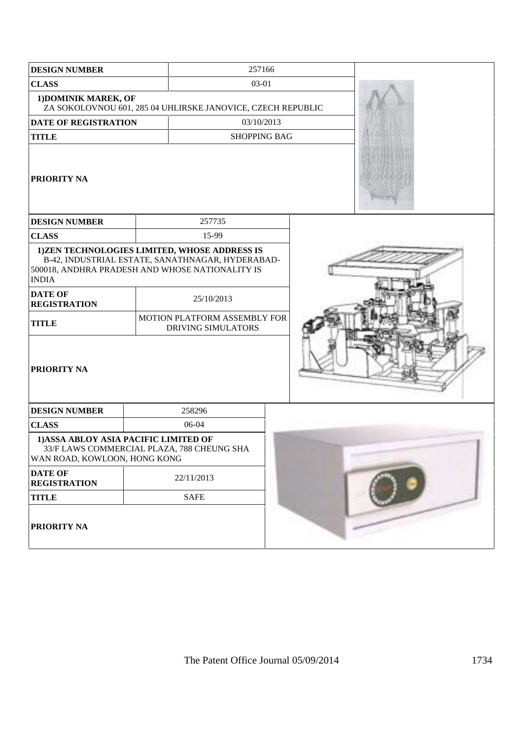| DESIGN NUMBER | 257166 |
| --- | --- |
| CLASS | 03-01 |
| 1)DOMINIK MAREK, OF ZA SOKOLOVNOU 601, 285 04 UHLIRSKE JANOVICE, CZECH REPUBLIC | |
| DATE OF REGISTRATION | 03/10/2013 |
| TITLE | SHOPPING BAG |
| PRIORITY NA | |

| DESIGN NUMBER | 257735 |
| --- | --- |
| CLASS | 15-99 |
| 1)ZEN TECHNOLOGIES LIMITED, WHOSE ADDRESS IS B-42, INDUSTRIAL ESTATE, SANATHNAGAR, HYDERABAD-500018, ANDHRA PRADESH AND WHOSE NATIONALITY IS INDIA | |
| DATE OF REGISTRATION | 25/10/2013 |
| TITLE | MOTION PLATFORM ASSEMBLY FOR DRIVING SIMULATORS |
| PRIORITY NA | |

| DESIGN NUMBER | 258296 |
| --- | --- |
| CLASS | 06-04 |
| 1)ASSA ABLOY ASIA PACIFIC LIMITED OF 33/F LAWS COMMERCIAL PLAZA, 788 CHEUNG SHA WAN ROAD, KOWLOON, HONG KONG | |
| DATE OF REGISTRATION | 22/11/2013 |
| TITLE | SAFE |
| PRIORITY NA | |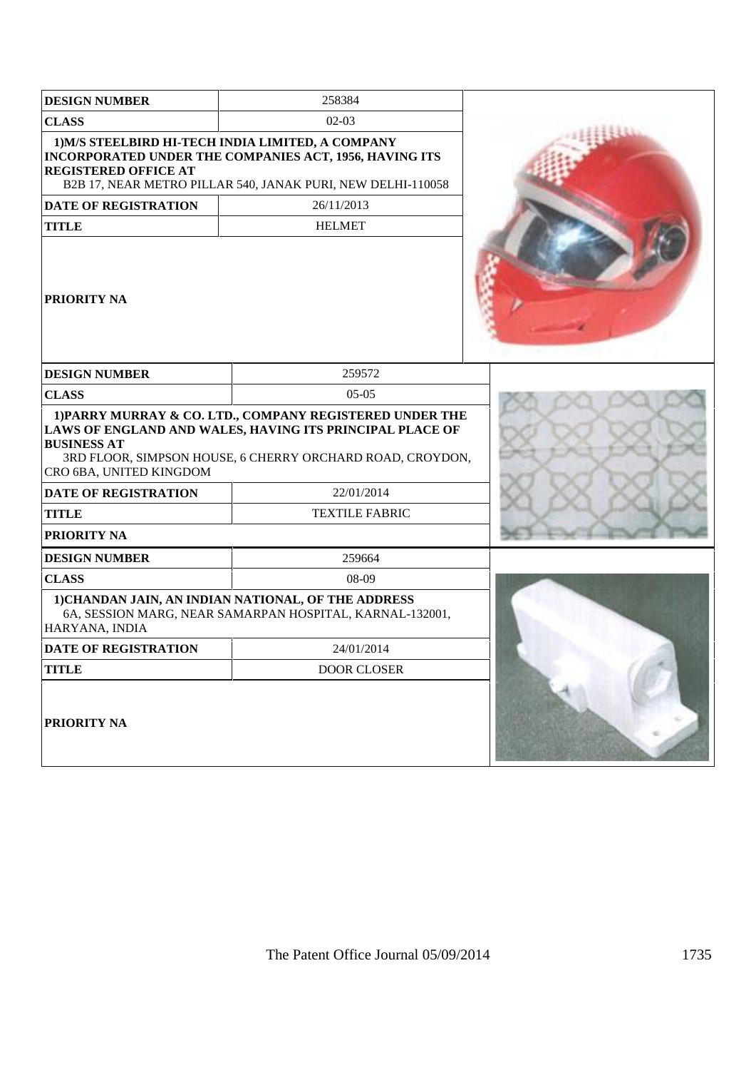| DESIGN NUMBER | 258384 |
| --- | --- |
| CLASS | 02-03 |
| 1)M/S STEELBIRD HI-TECH INDIA LIMITED, A COMPANY INCORPORATED UNDER THE COMPANIES ACT, 1956, HAVING ITS REGISTERED OFFICE AT B2B 17, NEAR METRO PILLAR 540, JANAK PURI, NEW DELHI-110058 | |
| DATE OF REGISTRATION | 26/11/2013 |
| TITLE | HELMET |
| PRIORITY NA | |

| DESIGN NUMBER | 259572 |
| --- | --- |
| CLASS | 05-05 |
| 1)PARRY MURRAY & CO. LTD., COMPANY REGISTERED UNDER THE LAWS OF ENGLAND AND WALES, HAVING ITS PRINCIPAL PLACE OF BUSINESS AT 3RD FLOOR, SIMPSON HOUSE, 6 CHERRY ORCHARD ROAD, CROYDON, CRO 6BA, UNITED KINGDOM | |
| DATE OF REGISTRATION | 22/01/2014 |
| TITLE | TEXTILE FABRIC |
| PRIORITY NA | |

| DESIGN NUMBER | 259664 |
| --- | --- |
| CLASS | 08-09 |
| 1)CHANDAN JAIN, AN INDIAN NATIONAL, OF THE ADDRESS 6A, SESSION MARG, NEAR SAMARPAN HOSPITAL, KARNAL-132001, HARYANA, INDIA | |
| DATE OF REGISTRATION | 24/01/2014 |
| TITLE | DOOR CLOSER |
| PRIORITY NA | |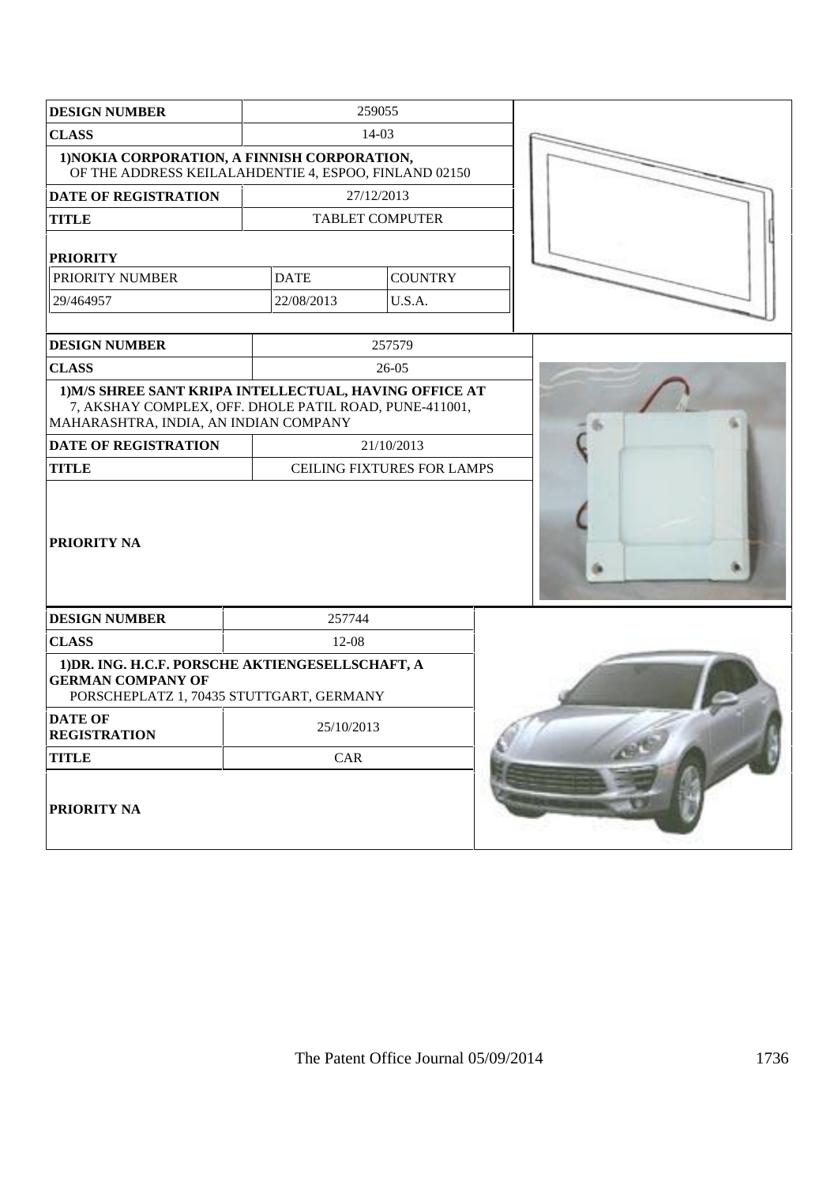| DESIGN NUMBER | 259055 | |
|---|---|---|
| CLASS | 14-03 | |
| 1)NOKIA CORPORATION, A FINNISH CORPORATION, OF THE ADDRESS KEILALAHDENTIE 4, ESPOO, FINLAND 02150 | | |
| DATE OF REGISTRATION | 27/12/2013 | |
| TITLE | TABLET COMPUTER | |
| PRIORITY | | |
| PRIORITY NUMBER | DATE | COUNTRY |
| 29/464957 | 22/08/2013 | U.S.A. |

| DESIGN NUMBER | 257579 |
|---|---|
| CLASS | 26-05 |
| 1)M/S SHREE SANT KRIPA INTELLECTUAL, HAVING OFFICE AT 7, AKSHAY COMPLEX, OFF. DHOLE PATIL ROAD, PUNE-411001, MAHARASHTRA, INDIA, AN INDIAN COMPANY | |
| DATE OF REGISTRATION | 21/10/2013 |
| TITLE | CEILING FIXTURES FOR LAMPS |
| PRIORITY NA | |

| DESIGN NUMBER | 257744 |
|---|---|
| CLASS | 12-08 |
| 1)DR. ING. H.C.F. PORSCHE AKTIENGESELLSCHAFT, A GERMAN COMPANY OF PORSCHEPLATZ 1, 70435 STUTTGART, GERMANY | |
| DATE OF REGISTRATION | 25/10/2013 |
| TITLE | CAR |
| PRIORITY NA | |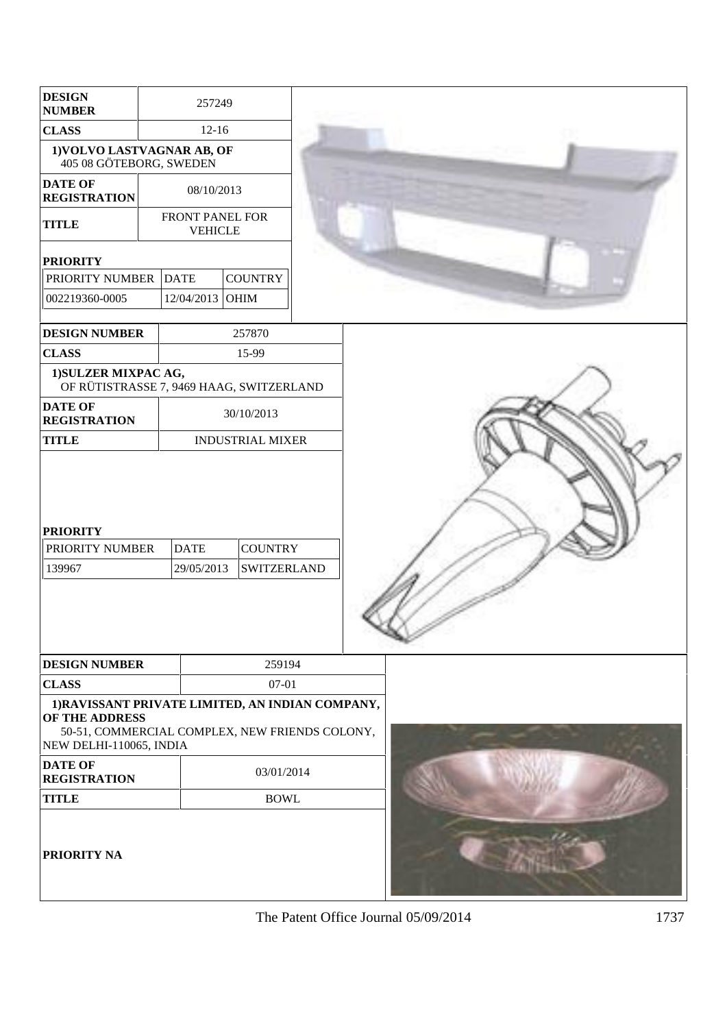| DESIGN NUMBER | 257249 | |
|---|---|---|
| CLASS | 12-16 | |
| 1)VOLVO LASTVAGNAR AB, OF 405 08 GÖTEBORG, SWEDEN | | |
| DATE OF REGISTRATION | 08/10/2013 | |
| TITLE | FRONT PANEL FOR VEHICLE | |
| PRIORITY | | |
| PRIORITY NUMBER | DATE | COUNTRY |
| 002219360-0005 | 12/04/2013 | OHIM |

| DESIGN NUMBER | 257870 | |
|---|---|---|
| CLASS | 15-99 | |
| 1)SULZER MIXPAC AG, OF RÜTISTRASSE 7, 9469 HAAG, SWITZERLAND | | |
| DATE OF REGISTRATION | 30/10/2013 | |
| TITLE | INDUSTRIAL MIXER | |
| PRIORITY | | |
| PRIORITY NUMBER | DATE | COUNTRY |
| 139967 | 29/05/2013 | SWITZERLAND |

| DESIGN NUMBER | 259194 |
|---|---|
| CLASS | 07-01 |
| 1)RAVISSANT PRIVATE LIMITED, AN INDIAN COMPANY, OF THE ADDRESS 50-51, COMMERCIAL COMPLEX, NEW FRIENDS COLONY, NEW DELHI-110065, INDIA | |
| DATE OF REGISTRATION | 03/01/2014 |
| TITLE | BOWL |
| PRIORITY NA | |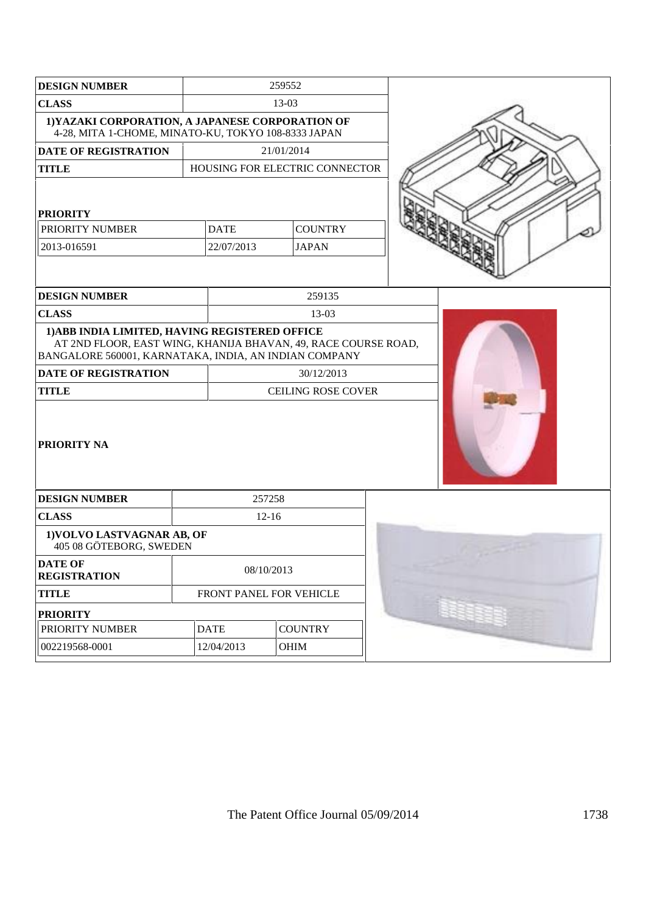| DESIGN NUMBER | 259552 | |
|---|---|---|
| CLASS | 13-03 | |
| 1)YAZAKI CORPORATION, A JAPANESE CORPORATION OF 4-28, MITA 1-CHOME, MINATO-KU, TOKYO 108-8333 JAPAN | | |
| DATE OF REGISTRATION | 21/01/2014 | |
| TITLE | HOUSING FOR ELECTRIC CONNECTOR | |
| **PRIORITY** | | |
| PRIORITY NUMBER | DATE | COUNTRY |
| 2013-016591 | 22/07/2013 | JAPAN |

| DESIGN NUMBER | 259135 |
|---|---|
| CLASS | 13-03 |
| 1)ABB INDIA LIMITED, HAVING REGISTERED OFFICE AT 2ND FLOOR, EAST WING, KHANIJA BHAVAN, 49, RACE COURSE ROAD, BANGALORE 560001, KARNATAKA, INDIA, AN INDIAN COMPANY | |
| DATE OF REGISTRATION | 30/12/2013 |
| TITLE | CEILING ROSE COVER |
| **PRIORITY NA** | |

| DESIGN NUMBER | 257258 | |
|---|---|---|
| CLASS | 12-16 | |
| 1)VOLVO LASTVAGNAR AB, OF 405 08 GÖTEBORG, SWEDEN | | |
| DATE OF REGISTRATION | 08/10/2013 | |
| TITLE | FRONT PANEL FOR VEHICLE | |
| **PRIORITY** | | |
| PRIORITY NUMBER | DATE | COUNTRY |
| 002219568-0001 | 12/04/2013 | OHIM |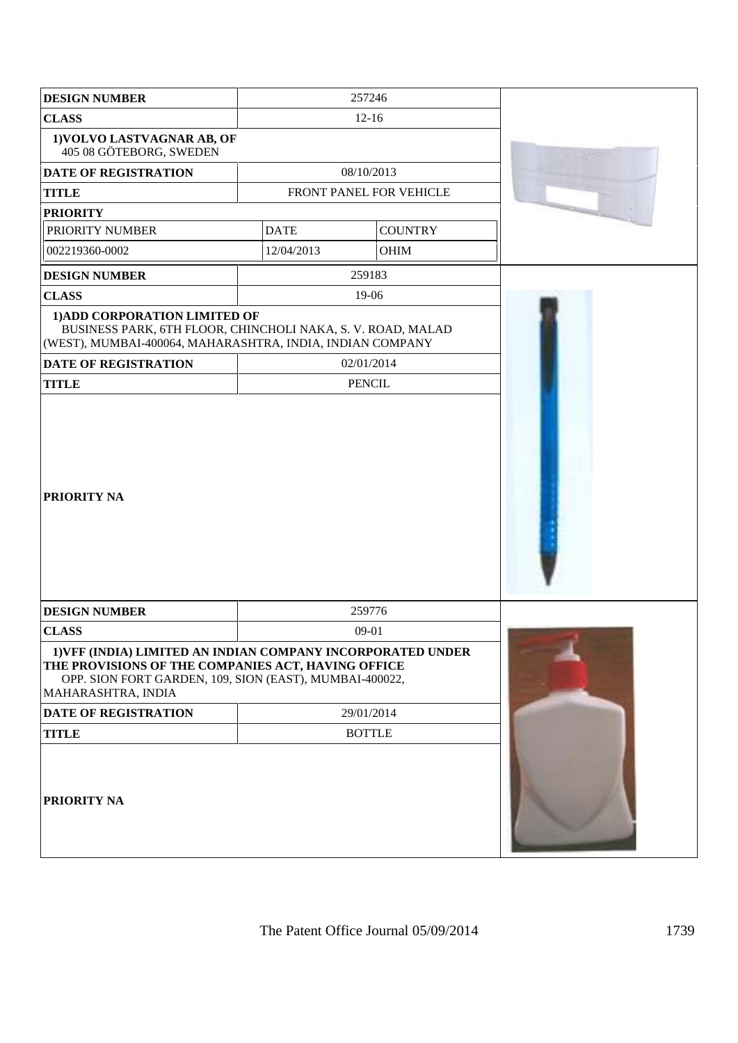| DESIGN NUMBER | 257246 | |
|---|---|---|
| CLASS | 12-16 | |
| 1)VOLVO LASTVAGNAR AB, OF 405 08 GÖTEBORG, SWEDEN | | |
| DATE OF REGISTRATION | 08/10/2013 | |
| TITLE | FRONT PANEL FOR VEHICLE | |
| PRIORITY | | |
| PRIORITY NUMBER | DATE | COUNTRY |
| 002219360-0002 | 12/04/2013 | OHIM |

| DESIGN NUMBER | 259183 |
|---|---|
| CLASS | 19-06 |
| 1)ADD CORPORATION LIMITED OF BUSINESS PARK, 6TH FLOOR, CHINCHOLI NAKA, S. V. ROAD, MALAD (WEST), MUMBAI-400064, MAHARASHTRA, INDIA, INDIAN COMPANY | |
| DATE OF REGISTRATION | 02/01/2014 |
| TITLE | PENCIL |
| PRIORITY NA | |

| DESIGN NUMBER | 259776 |
|---|---|
| CLASS | 09-01 |
| 1)VFF (INDIA) LIMITED AN INDIAN COMPANY INCORPORATED UNDER THE PROVISIONS OF THE COMPANIES ACT, HAVING OFFICE OPP. SION FORT GARDEN, 109, SION (EAST), MUMBAI-400022, MAHARASHTRA, INDIA | |
| DATE OF REGISTRATION | 29/01/2014 |
| TITLE | BOTTLE |
| PRIORITY NA | |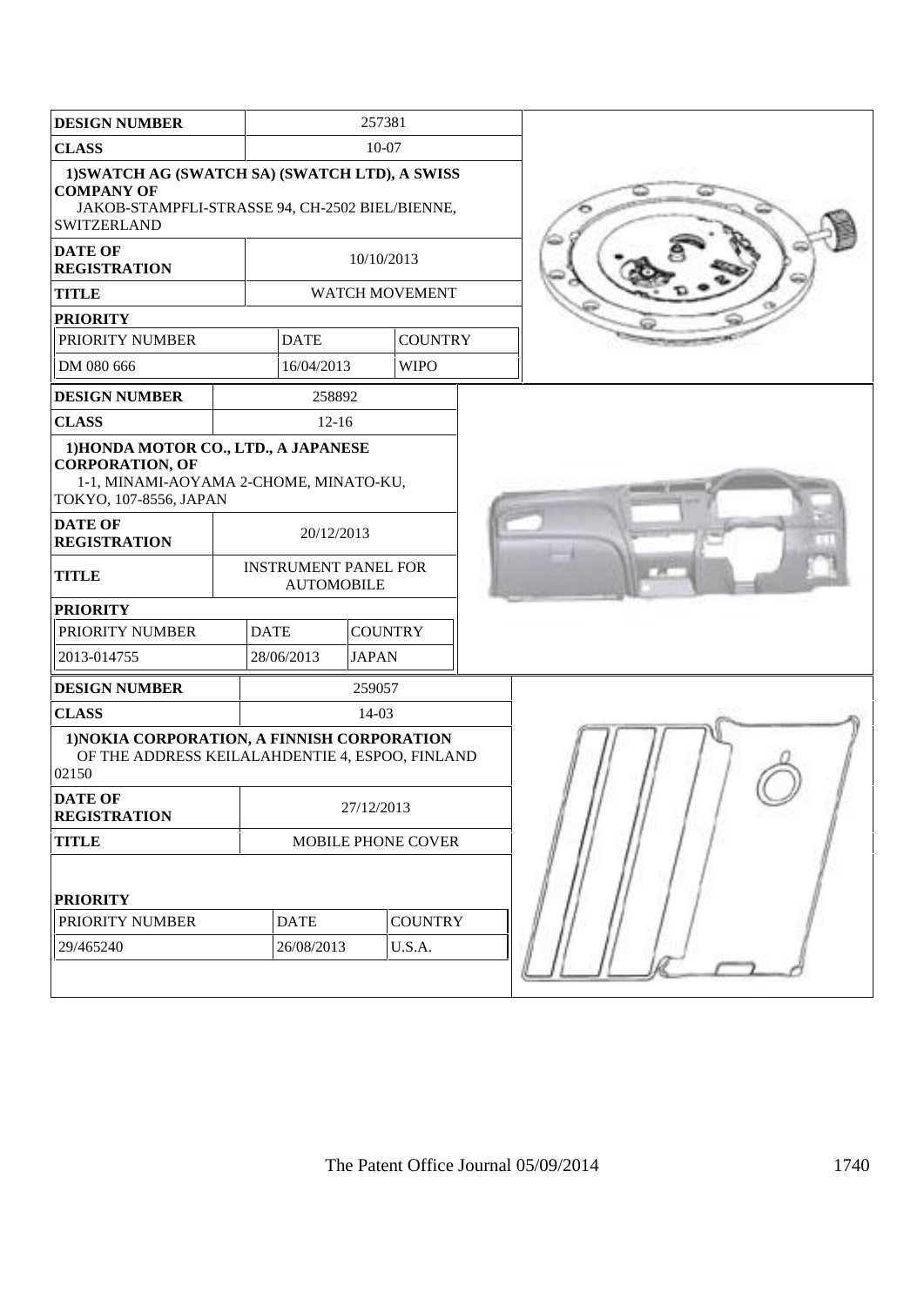| **DESIGN NUMBER** | 257381 | |
|---|---|---|
| **CLASS** | 10-07 | |
| **1)SWATCH AG (SWATCH SA) (SWATCH LTD), A SWISS COMPANY OF** JAKOB-STAMPFLI-STRASSE 94, CH-2502 BIEL/BIENNE, SWITZERLAND | | |
| **DATE OF REGISTRATION** | 10/10/2013 | |
| **TITLE** | WATCH MOVEMENT | |
| **PRIORITY** | | |
| PRIORITY NUMBER | DATE | COUNTRY |
| DM 080 666 | 16/04/2013 | WIPO |

| **DESIGN NUMBER** | 258892 | |
|---|---|---|
| **CLASS** | 12-16 | |
| **1)HONDA MOTOR CO., LTD., A JAPANESE CORPORATION, OF** 1-1, MINAMI-AOYAMA 2-CHOME, MINATO-KU, TOKYO, 107-8556, JAPAN | | |
| **DATE OF REGISTRATION** | 20/12/2013 | |
| **TITLE** | INSTRUMENT PANEL FOR AUTOMOBILE | |
| **PRIORITY** | | |
| PRIORITY NUMBER | DATE | COUNTRY |
| 2013-014755 | 28/06/2013 | JAPAN |

| **DESIGN NUMBER** | 259057 | |
|---|---|---|
| **CLASS** | 14-03 | |
| **1)NOKIA CORPORATION, A FINNISH CORPORATION** OF THE ADDRESS KEILALAHDENTIE 4, ESPOO, FINLAND 02150 | | |
| **DATE OF REGISTRATION** | 27/12/2013 | |
| **TITLE** | MOBILE PHONE COVER | |
| **PRIORITY** | | |
| PRIORITY NUMBER | DATE | COUNTRY |
| 29/465240 | 26/08/2013 | U.S.A. |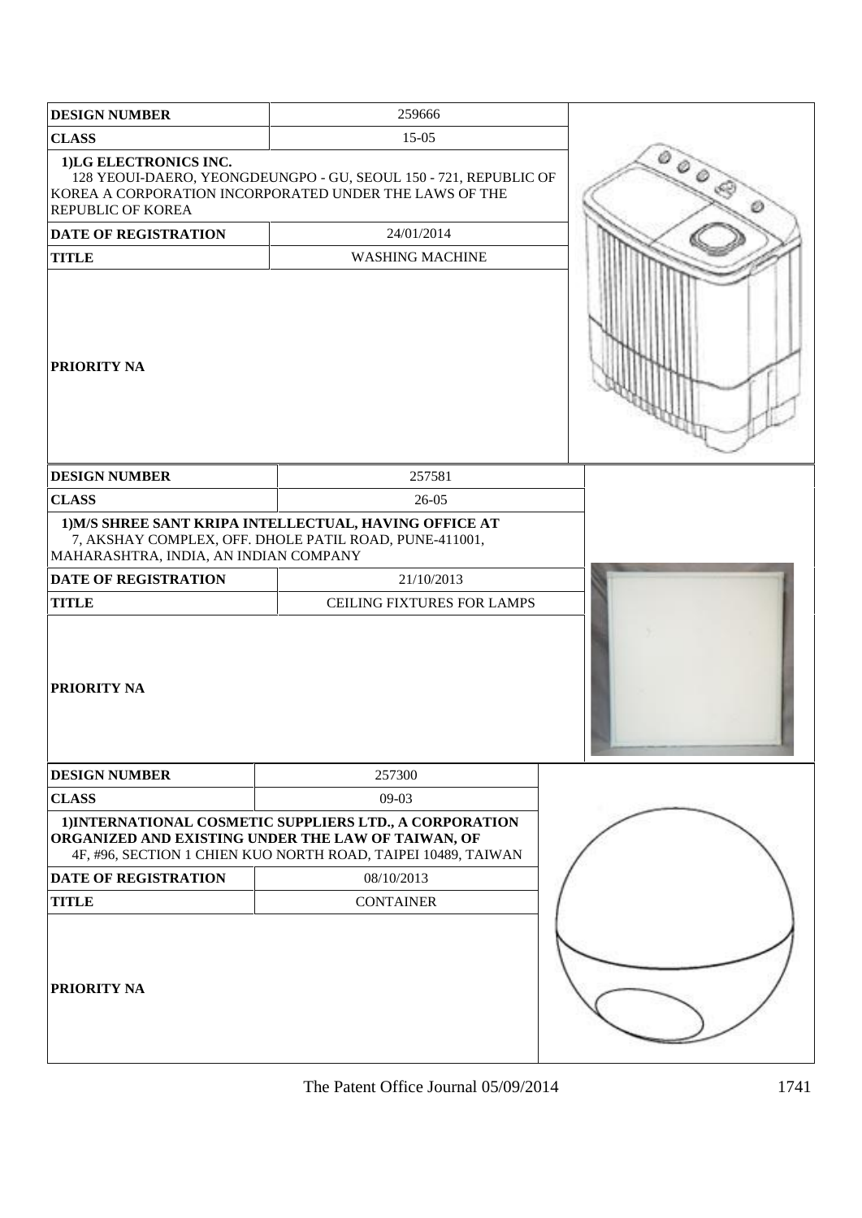| DESIGN NUMBER | 259666 |
| --- | --- |
| CLASS | 15-05 |
| 1)LG ELECTRONICS INC. 128 YEOUI-DAERO, YEONGDEUNGPO - GU, SEOUL 150 - 721, REPUBLIC OF KOREA A CORPORATION INCORPORATED UNDER THE LAWS OF THE REPUBLIC OF KOREA | |
| DATE OF REGISTRATION | 24/01/2014 |
| TITLE | WASHING MACHINE |
| PRIORITY NA | |

| DESIGN NUMBER | 257581 |
| --- | --- |
| CLASS | 26-05 |
| 1)M/S SHREE SANT KRIPA INTELLECTUAL, HAVING OFFICE AT 7, AKSHAY COMPLEX, OFF. DHOLE PATIL ROAD, PUNE-411001, MAHARASHTRA, INDIA, AN INDIAN COMPANY | |
| DATE OF REGISTRATION | 21/10/2013 |
| TITLE | CEILING FIXTURES FOR LAMPS |
| PRIORITY NA | |

| DESIGN NUMBER | 257300 |
| --- | --- |
| CLASS | 09-03 |
| 1)INTERNATIONAL COSMETIC SUPPLIERS LTD., A CORPORATION ORGANIZED AND EXISTING UNDER THE LAW OF TAIWAN, OF 4F, #96, SECTION 1 CHIEN KUO NORTH ROAD, TAIPEI 10489, TAIWAN | |
| DATE OF REGISTRATION | 08/10/2013 |
| TITLE | CONTAINER |
| PRIORITY NA | |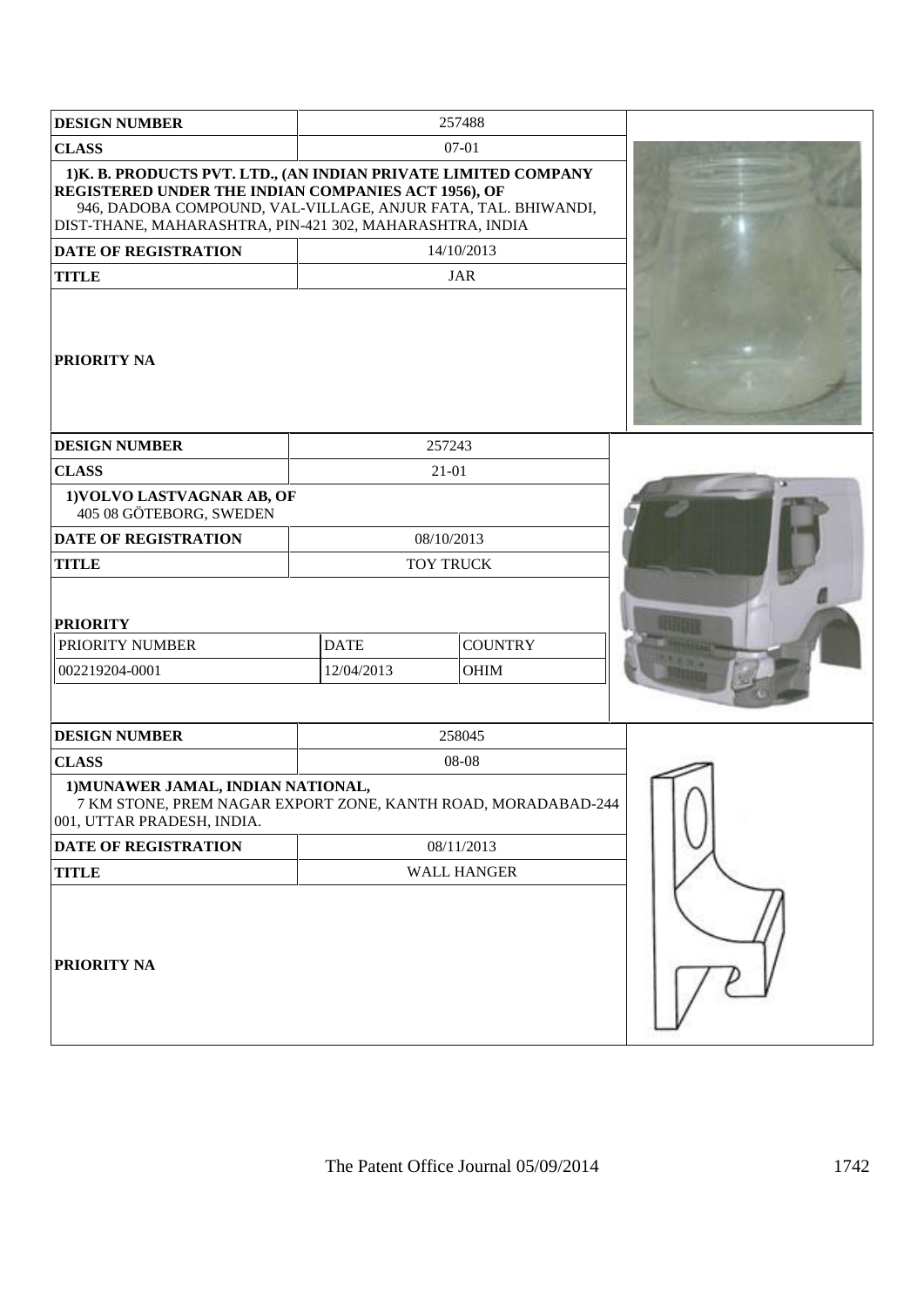| DESIGN NUMBER | 257488 |
|---|---|
| CLASS | 07-01 |
| 1)K. B. PRODUCTS PVT. LTD., (AN INDIAN PRIVATE LIMITED COMPANY REGISTERED UNDER THE INDIAN COMPANIES ACT 1956), OF 946, DADOBA COMPOUND, VAL-VILLAGE, ANJUR FATA, TAL. BHIWANDI, DIST-THANE, MAHARASHTRA, PIN-421 302, MAHARASHTRA, INDIA | |
| DATE OF REGISTRATION | 14/10/2013 |
| TITLE | JAR |
| PRIORITY NA | |

| DESIGN NUMBER | 257243 | |
|---|---|---|
| CLASS | 21-01 | |
| 1)VOLVO LASTVAGNAR AB, OF 405 08 GÖTEBORG, SWEDEN | | |
| DATE OF REGISTRATION | 08/10/2013 | |
| TITLE | TOY TRUCK | |
| PRIORITY | | |
| PRIORITY NUMBER | DATE | COUNTRY |
| 002219204-0001 | 12/04/2013 | OHIM |

| DESIGN NUMBER | 258045 |
|---|---|
| CLASS | 08-08 |
| 1)MUNAWER JAMAL, INDIAN NATIONAL, 7 KM STONE, PREM NAGAR EXPORT ZONE, KANTH ROAD, MORADABAD-244 001, UTTAR PRADESH, INDIA. | |
| DATE OF REGISTRATION | 08/11/2013 |
| TITLE | WALL HANGER |
| PRIORITY NA | |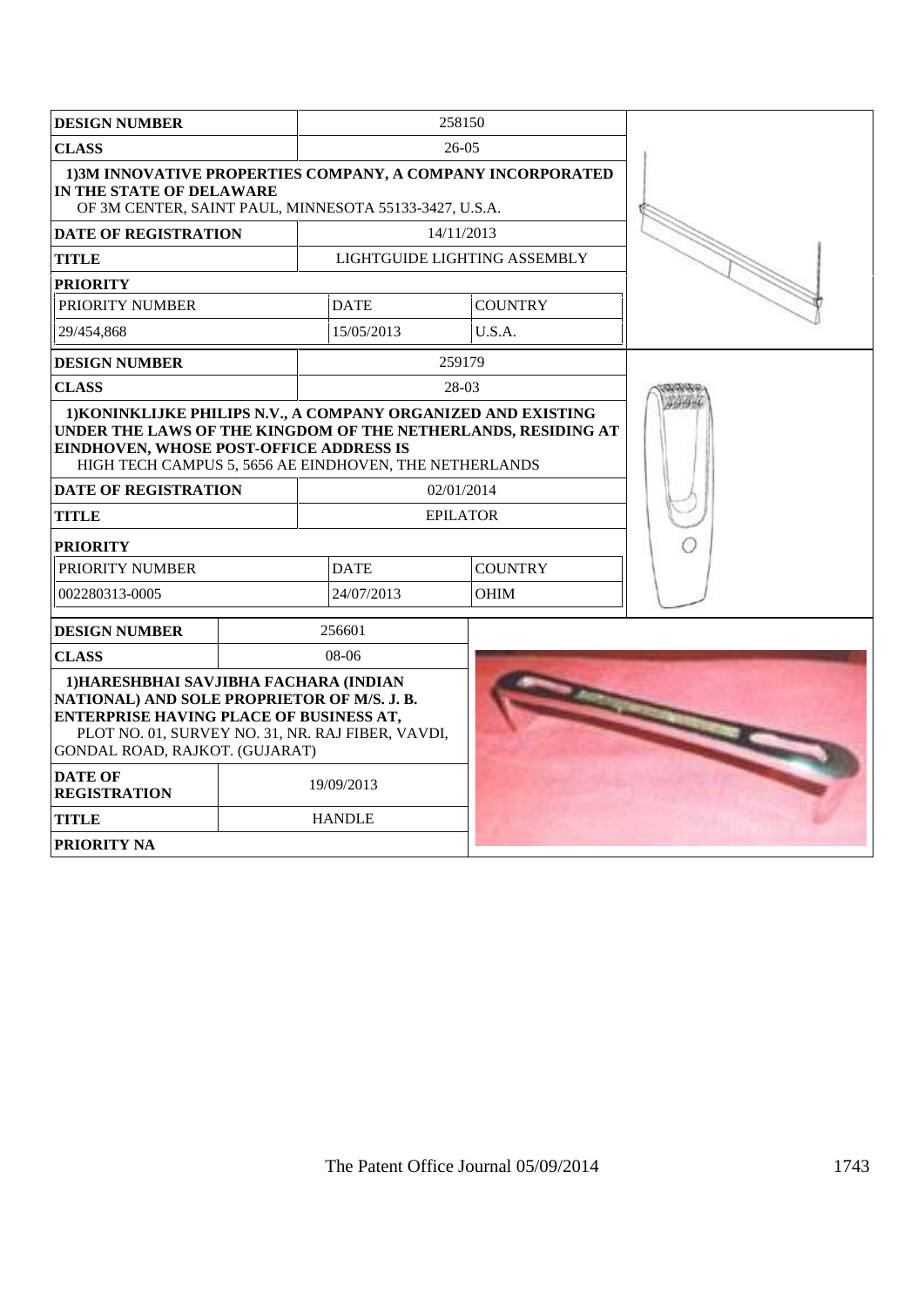| DESIGN NUMBER | 258150 | |
|---|---|---|
| CLASS | 26-05 | |
| **1)3M INNOVATIVE PROPERTIES COMPANY, A COMPANY INCORPORATED IN THE STATE OF DELAWARE** OF 3M CENTER, SAINT PAUL, MINNESOTA 55133-3427, U.S.A. | | |
| DATE OF REGISTRATION | 14/11/2013 | |
| TITLE | LIGHTGUIDE LIGHTING ASSEMBLY | |
| PRIORITY | | |
| PRIORITY NUMBER | DATE | COUNTRY |
| 29/454,868 | 15/05/2013 | U.S.A. |

| DESIGN NUMBER | 259179 | |
|---|---|---|
| CLASS | 28-03 | |
| **1)KONINKLIJKE PHILIPS N.V., A COMPANY ORGANIZED AND EXISTING UNDER THE LAWS OF THE KINGDOM OF THE NETHERLANDS, RESIDING AT EINDHOVEN, WHOSE POST-OFFICE ADDRESS IS** HIGH TECH CAMPUS 5, 5656 AE EINDHOVEN, THE NETHERLANDS | | |
| DATE OF REGISTRATION | 02/01/2014 | |
| TITLE | EPILATOR | |
| PRIORITY | | |
| PRIORITY NUMBER | DATE | COUNTRY |
| 002280313-0005 | 24/07/2013 | OHIM |

| DESIGN NUMBER | 256601 |
|---|---|
| CLASS | 08-06 |
| **1)HARESHBHAI SAVJIBHA FACHARA (INDIAN NATIONAL) AND SOLE PROPRIETOR OF M/S. J. B. ENTERPRISE HAVING PLACE OF BUSINESS AT,** PLOT NO. 01, SURVEY NO. 31, NR. RAJ FIBER, VAVDI, GONDAL ROAD, RAJKOT. (GUJARAT) | |
| DATE OF REGISTRATION | 19/09/2013 |
| TITLE | HANDLE |
| PRIORITY NA | |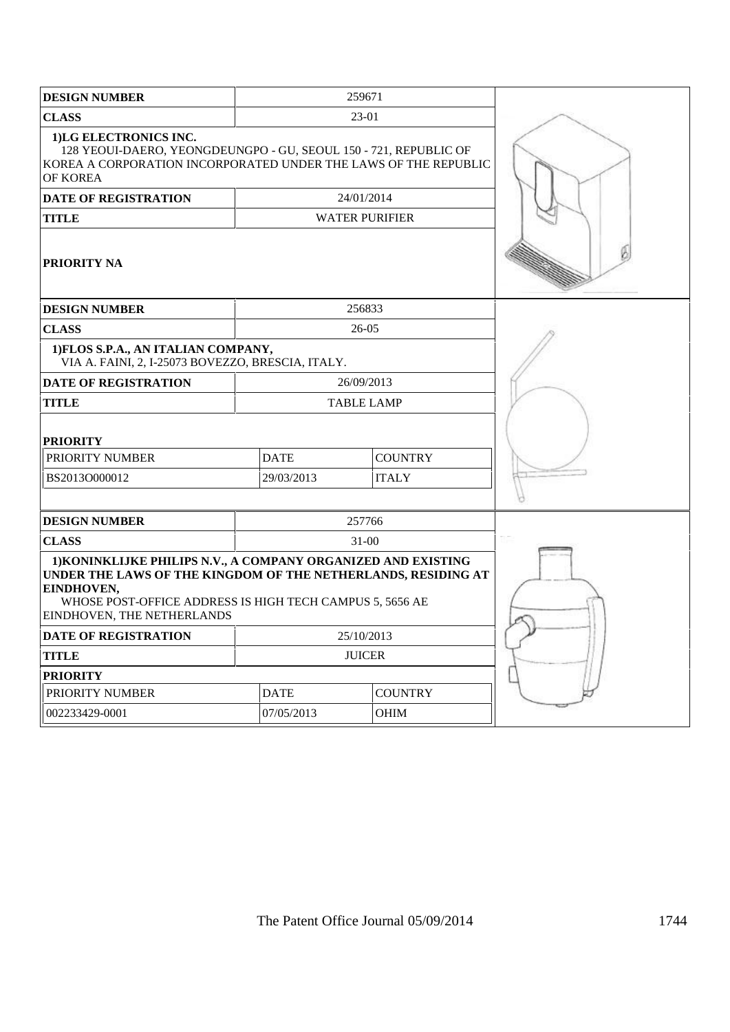| DESIGN NUMBER | 259671 | |
|---|---|---|
| CLASS | 23-01 | |
| 1)LG ELECTRONICS INC. 128 YEOUI-DAERO, YEONGDEUNGPO - GU, SEOUL 150 - 721, REPUBLIC OF KOREA A CORPORATION INCORPORATED UNDER THE LAWS OF THE REPUBLIC OF KOREA | | |
| DATE OF REGISTRATION | 24/01/2014 | |
| TITLE | WATER PURIFIER | |
| PRIORITY NA | | |

| DESIGN NUMBER | 256833 | |
|---|---|---|
| CLASS | 26-05 | |
| 1)FLOS S.P.A., AN ITALIAN COMPANY, VIA A. FAINI, 2, I-25073 BOVEZZO, BRESCIA, ITALY. | | |
| DATE OF REGISTRATION | 26/09/2013 | |
| TITLE | TABLE LAMP | |
| PRIORITY | | |
| PRIORITY NUMBER | DATE | COUNTRY |
| BS2013O000012 | 29/03/2013 | ITALY |

| DESIGN NUMBER | 257766 | |
|---|---|---|
| CLASS | 31-00 | |
| 1)KONINKLIJKE PHILIPS N.V., A COMPANY ORGANIZED AND EXISTING UNDER THE LAWS OF THE KINGDOM OF THE NETHERLANDS, RESIDING AT EINDHOVEN, WHOSE POST-OFFICE ADDRESS IS HIGH TECH CAMPUS 5, 5656 AE EINDHOVEN, THE NETHERLANDS | | |
| DATE OF REGISTRATION | 25/10/2013 | |
| TITLE | JUICER | |
| PRIORITY | | |
| PRIORITY NUMBER | DATE | COUNTRY |
| 002233429-0001 | 07/05/2013 | OHIM |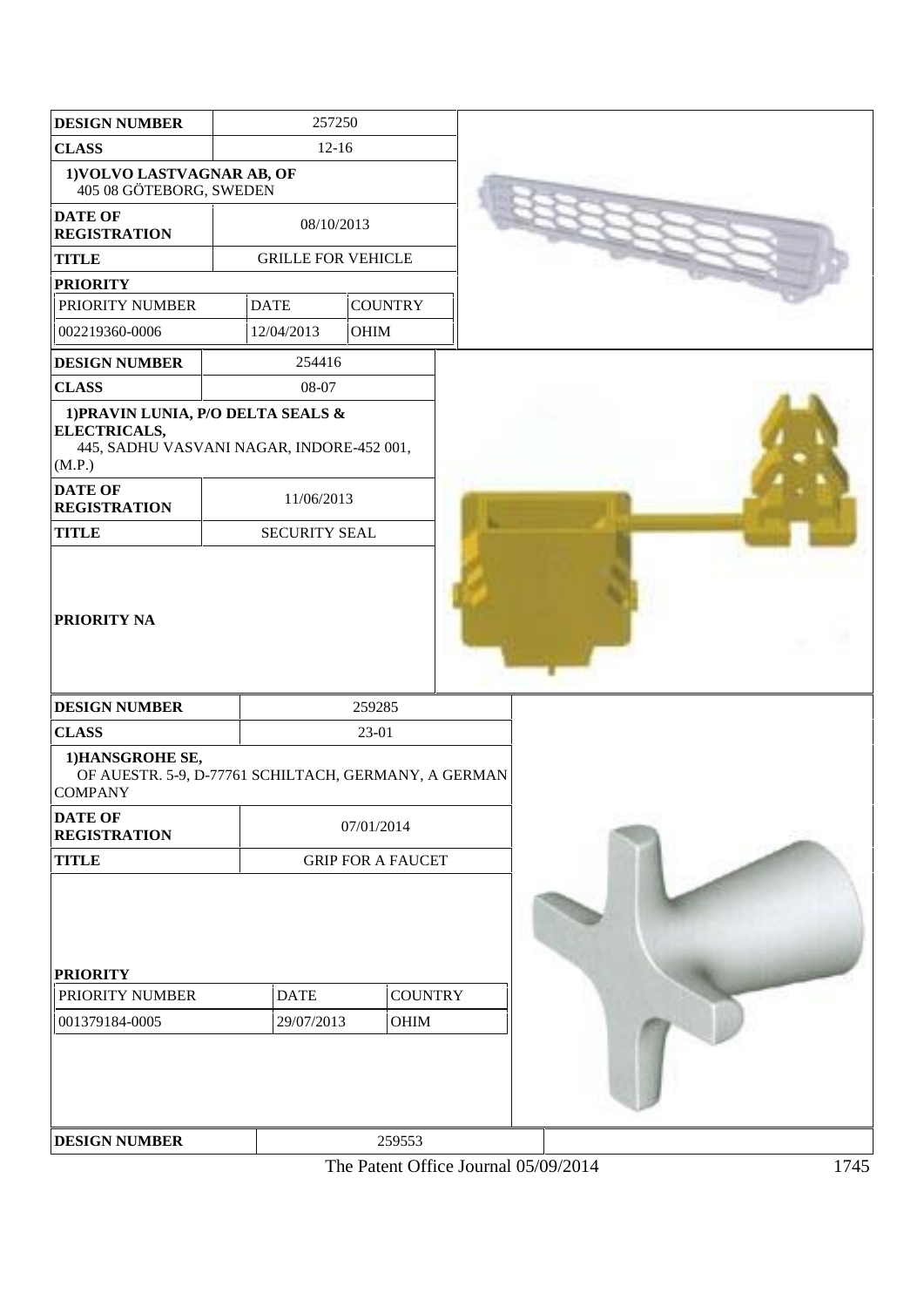| DESIGN NUMBER | 257250 | |
|---|---|---|
| CLASS | 12-16 | |
| 1)VOLVO LASTVAGNAR AB, OF 405 08 GÖTEBORG, SWEDEN | | |
| DATE OF REGISTRATION | 08/10/2013 | |
| TITLE | GRILLE FOR VEHICLE | |
| PRIORITY | | |
| PRIORITY NUMBER | DATE | COUNTRY |
| 002219360-0006 | 12/04/2013 | OHIM |

| DESIGN NUMBER | 254416 |
|---|---|
| CLASS | 08-07 |
| 1)PRAVIN LUNIA, P/O DELTA SEALS & ELECTRICALS, 445, SADHU VASVANI NAGAR, INDORE-452 001, (M.P.) | |
| DATE OF REGISTRATION | 11/06/2013 |
| TITLE | SECURITY SEAL |
| PRIORITY NA | |

| DESIGN NUMBER | 259285 | |
|---|---|---|
| CLASS | 23-01 | |
| 1)HANSGROHE SE, OF AUESTR. 5-9, D-77761 SCHILTACH, GERMANY, A GERMAN COMPANY | | |
| DATE OF REGISTRATION | 07/01/2014 | |
| TITLE | GRIP FOR A FAUCET | |
| PRIORITY | | |
| PRIORITY NUMBER | DATE | COUNTRY |
| 001379184-0005 | 29/07/2013 | OHIM |

| DESIGN NUMBER | 259553 |
|---|---|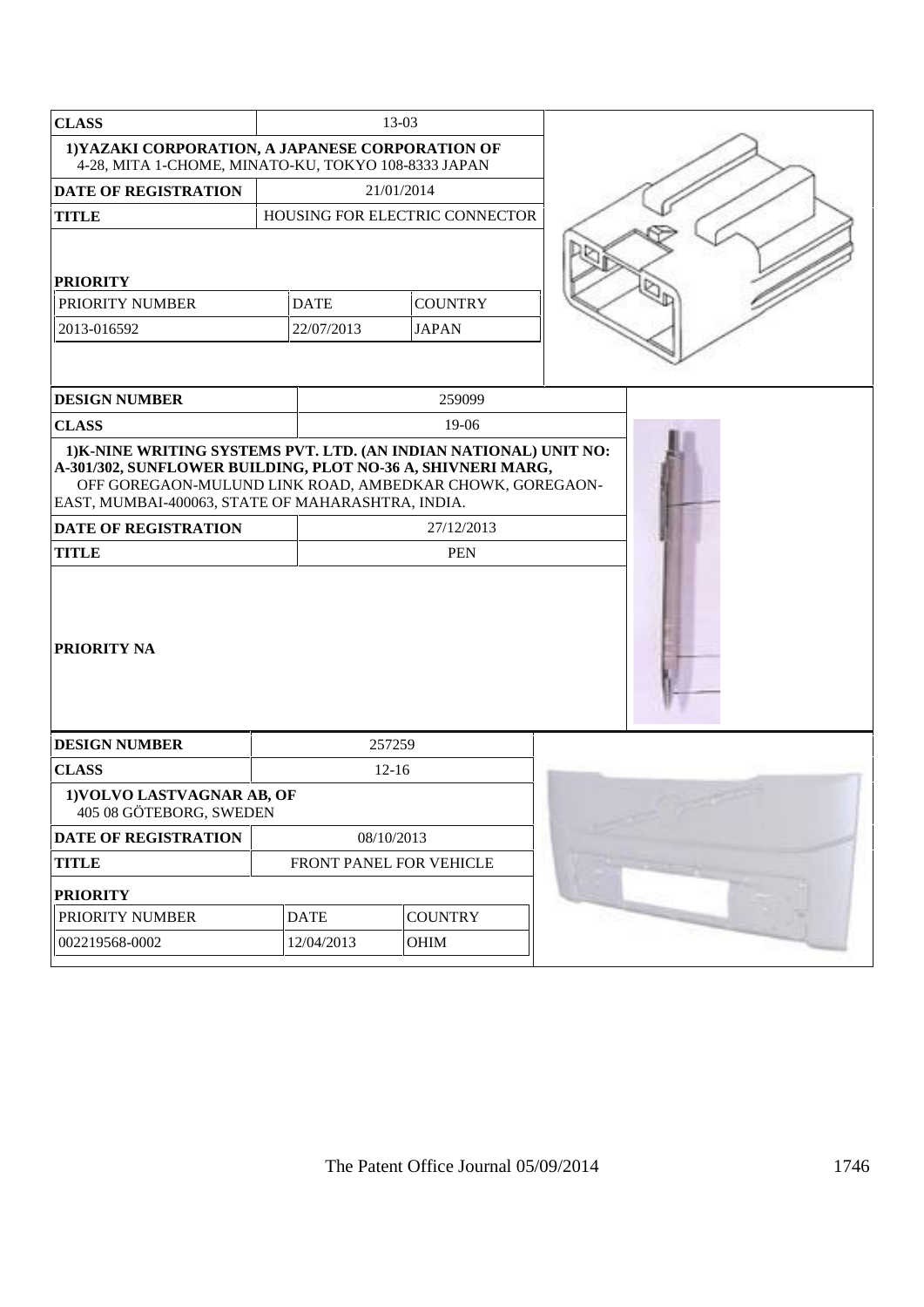| CLASS | 13-03 | |
|---|---|---|
| **1)YAZAKI CORPORATION, A JAPANESE CORPORATION OF** 4-28, MITA 1-CHOME, MINATO-KU, TOKYO 108-8333 JAPAN | | |
| **DATE OF REGISTRATION** | 21/01/2014 | |
| **TITLE** | HOUSING FOR ELECTRIC CONNECTOR | |
| **PRIORITY** | | |
| PRIORITY NUMBER | DATE | COUNTRY |
| 2013-016592 | 22/07/2013 | JAPAN |

| DESIGN NUMBER | 259099 |
|---|---|
| **CLASS** | 19-06 |
| **1)K-NINE WRITING SYSTEMS PVT. LTD. (AN INDIAN NATIONAL) UNIT NO: A-301/302, SUNFLOWER BUILDING, PLOT NO-36 A, SHIVNERI MARG,** OFF GOREGAON-MULUND LINK ROAD, AMBEDKAR CHOWK, GOREGAON-EAST, MUMBAI-400063, STATE OF MAHARASHTRA, INDIA. | |
| **DATE OF REGISTRATION** | 27/12/2013 |
| **TITLE** | PEN |
| **PRIORITY NA** | |

| DESIGN NUMBER | 257259 | |
|---|---|---|
| **CLASS** | 12-16 | |
| **1)VOLVO LASTVAGNAR AB, OF** 405 08 GÖTEBORG, SWEDEN | | |
| **DATE OF REGISTRATION** | 08/10/2013 | |
| **TITLE** | FRONT PANEL FOR VEHICLE | |
| **PRIORITY** | | |
| PRIORITY NUMBER | DATE | COUNTRY |
| 002219568-0002 | 12/04/2013 | OHIM |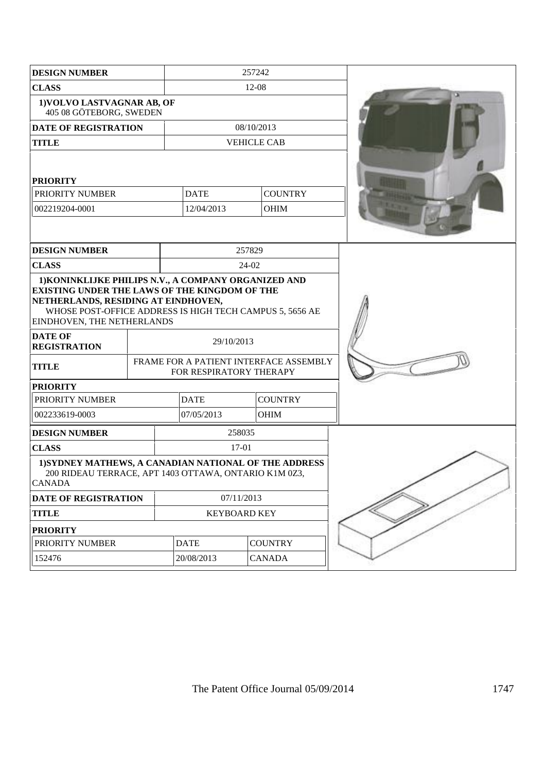| DESIGN NUMBER | 257242 | |
|---|---|---|
| CLASS | 12-08 | |
| 1)VOLVO LASTVAGNAR AB, OF 405 08 GÖTEBORG, SWEDEN | | |
| DATE OF REGISTRATION | 08/10/2013 | |
| TITLE | VEHICLE CAB | |
| PRIORITY | | |
| PRIORITY NUMBER | DATE | COUNTRY |
| 002219204-0001 | 12/04/2013 | OHIM |

| DESIGN NUMBER | 257829 | |
|---|---|---|
| CLASS | 24-02 | |
| 1)KONINKLIJKE PHILIPS N.V., A COMPANY ORGANIZED AND EXISTING UNDER THE LAWS OF THE KINGDOM OF THE NETHERLANDS, RESIDING AT EINDHOVEN, WHOSE POST-OFFICE ADDRESS IS HIGH TECH CAMPUS 5, 5656 AE EINDHOVEN, THE NETHERLANDS | | |
| DATE OF REGISTRATION | 29/10/2013 | |
| TITLE | FRAME FOR A PATIENT INTERFACE ASSEMBLY FOR RESPIRATORY THERAPY | |
| PRIORITY | | |
| PRIORITY NUMBER | DATE | COUNTRY |
| 002233619-0003 | 07/05/2013 | OHIM |

| DESIGN NUMBER | 258035 | |
|---|---|---|
| CLASS | 17-01 | |
| 1)SYDNEY MATHEWS, A CANADIAN NATIONAL OF THE ADDRESS 200 RIDEAU TERRACE, APT 1403 OTTAWA, ONTARIO K1M 0Z3, CANADA | | |
| DATE OF REGISTRATION | 07/11/2013 | |
| TITLE | KEYBOARD KEY | |
| PRIORITY | | |
| PRIORITY NUMBER | DATE | COUNTRY |
| 152476 | 20/08/2013 | CANADA |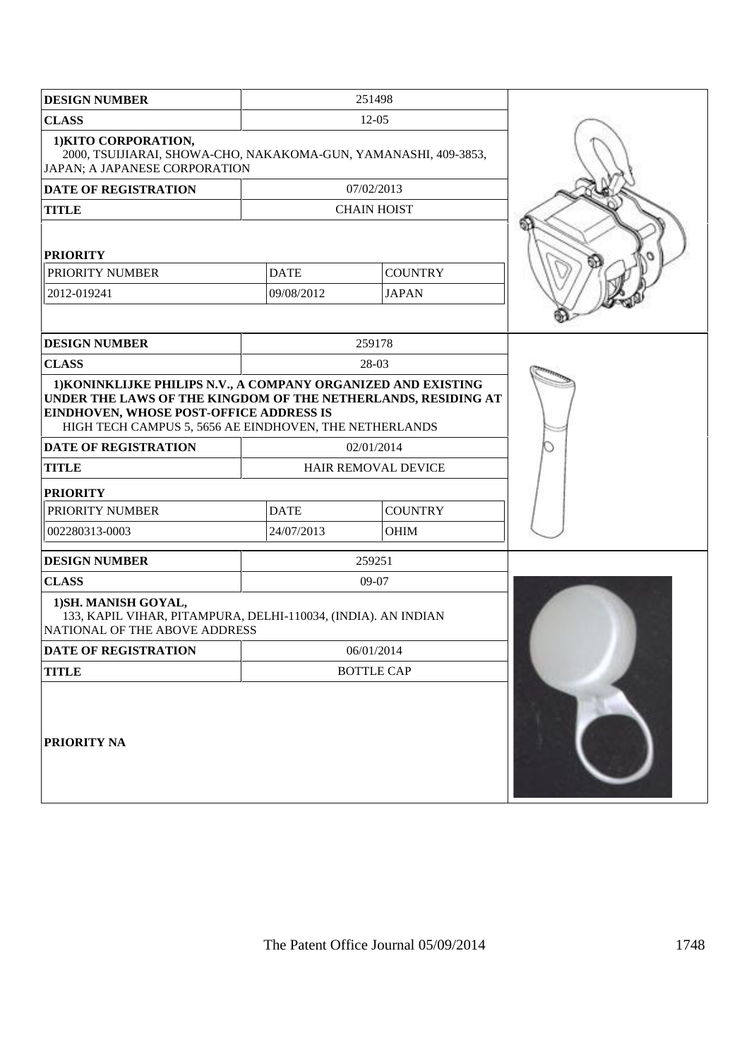| DESIGN NUMBER | 251498 | |
|---|---|---|
| CLASS | 12-05 | |
| **1)KITO CORPORATION,** 2000, TSUIJIARAI, SHOWA-CHO, NAKAKOMA-GUN, YAMANASHI, 409-3853, JAPAN; A JAPANESE CORPORATION | | |
| DATE OF REGISTRATION | 07/02/2013 | |
| TITLE | CHAIN HOIST | |
| **PRIORITY** | | |
| PRIORITY NUMBER | DATE | COUNTRY |
| 2012-019241 | 09/08/2012 | JAPAN |

| DESIGN NUMBER | 259178 | |
|---|---|---|
| CLASS | 28-03 | |
| **1)KONINKLIJKE PHILIPS N.V., A COMPANY ORGANIZED AND EXISTING UNDER THE LAWS OF THE KINGDOM OF THE NETHERLANDS, RESIDING AT EINDHOVEN, WHOSE POST-OFFICE ADDRESS IS** HIGH TECH CAMPUS 5, 5656 AE EINDHOVEN, THE NETHERLANDS | | |
| DATE OF REGISTRATION | 02/01/2014 | |
| TITLE | HAIR REMOVAL DEVICE | |
| **PRIORITY** | | |
| PRIORITY NUMBER | DATE | COUNTRY |
| 002280313-0003 | 24/07/2013 | OHIM |

| DESIGN NUMBER | 259251 |
|---|---|
| CLASS | 09-07 |
| **1)SH. MANISH GOYAL,** 133, KAPIL VIHAR, PITAMPURA, DELHI-110034, (INDIA). AN INDIAN NATIONAL OF THE ABOVE ADDRESS | |
| DATE OF REGISTRATION | 06/01/2014 |
| TITLE | BOTTLE CAP |
| **PRIORITY NA** | |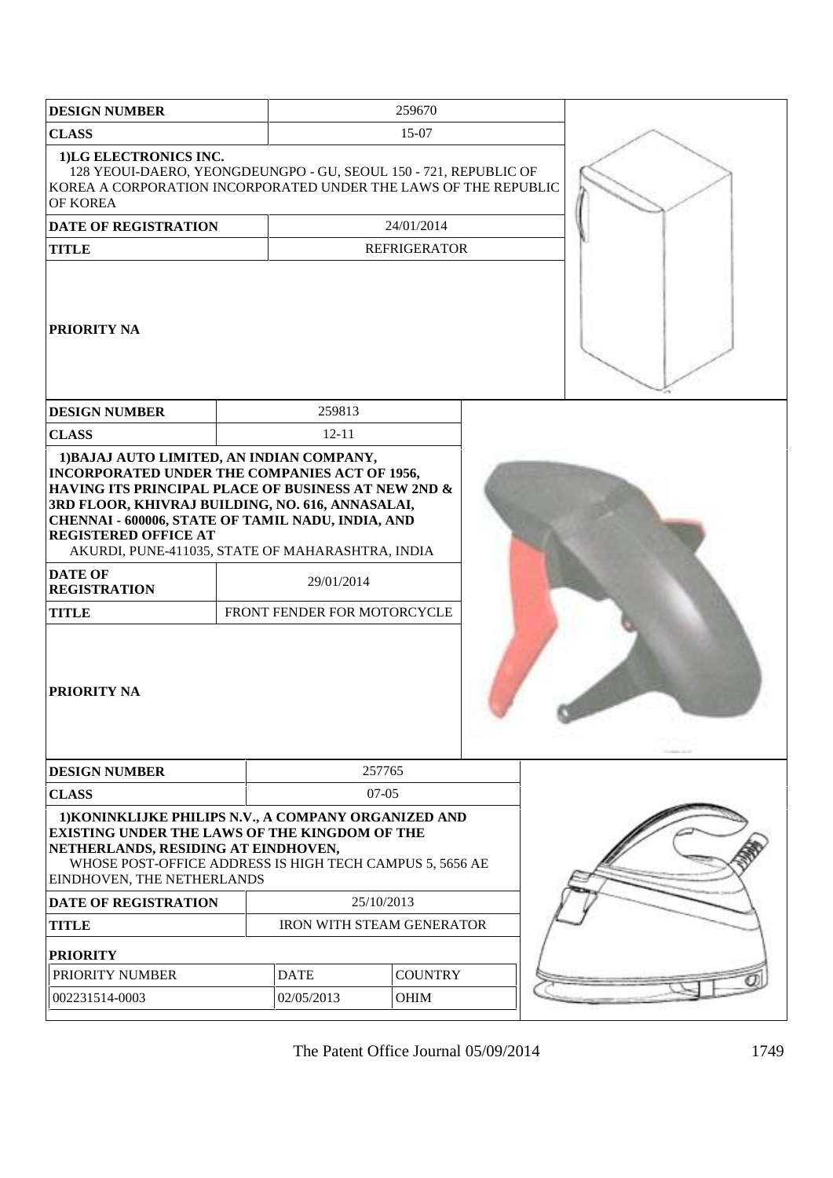| DESIGN NUMBER | 259670 |
|---|---|
| CLASS | 15-07 |
| 1)LG ELECTRONICS INC. 128 YEOUI-DAERO, YEONGDEUNGPO - GU, SEOUL 150 - 721, REPUBLIC OF KOREA A CORPORATION INCORPORATED UNDER THE LAWS OF THE REPUBLIC OF KOREA | |
| DATE OF REGISTRATION | 24/01/2014 |
| TITLE | REFRIGERATOR |
| PRIORITY NA | |

| DESIGN NUMBER | 259813 |
|---|---|
| CLASS | 12-11 |
| 1)BAJAJ AUTO LIMITED, AN INDIAN COMPANY, INCORPORATED UNDER THE COMPANIES ACT OF 1956, HAVING ITS PRINCIPAL PLACE OF BUSINESS AT NEW 2ND & 3RD FLOOR, KHIVRAJ BUILDING, NO. 616, ANNASALAI, CHENNAI - 600006, STATE OF TAMIL NADU, INDIA, AND REGISTERED OFFICE AT AKURDI, PUNE-411035, STATE OF MAHARASHTRA, INDIA | |
| DATE OF REGISTRATION | 29/01/2014 |
| TITLE | FRONT FENDER FOR MOTORCYCLE |
| PRIORITY NA | |

| DESIGN NUMBER | 257765 | |
|---|---|---|
| CLASS | 07-05 | |
| 1)KONINKLIJKE PHILIPS N.V., A COMPANY ORGANIZED AND EXISTING UNDER THE LAWS OF THE KINGDOM OF THE NETHERLANDS, RESIDING AT EINDHOVEN, WHOSE POST-OFFICE ADDRESS IS HIGH TECH CAMPUS 5, 5656 AE EINDHOVEN, THE NETHERLANDS | | |
| DATE OF REGISTRATION | 25/10/2013 | |
| TITLE | IRON WITH STEAM GENERATOR | |
| PRIORITY | | |
| PRIORITY NUMBER | DATE | COUNTRY |
| 002231514-0003 | 02/05/2013 | OHIM |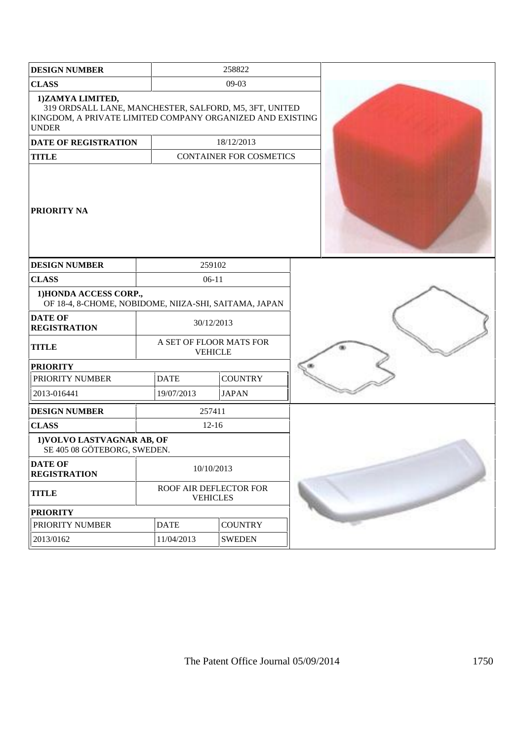| DESIGN NUMBER | 258822 |
|---|---|
| CLASS | 09-03 |
| 1)ZAMYA LIMITED, 319 ORDSALL LANE, MANCHESTER, SALFORD, M5, 3FT, UNITED KINGDOM, A PRIVATE LIMITED COMPANY ORGANIZED AND EXISTING UNDER | |
| DATE OF REGISTRATION | 18/12/2013 |
| TITLE | CONTAINER FOR COSMETICS |
| PRIORITY NA | |

| DESIGN NUMBER | 259102 | |
|---|---|---|
| CLASS | 06-11 | |
| 1)HONDA ACCESS CORP., OF 18-4, 8-CHOME, NOBIDOME, NIIZA-SHI, SAITAMA, JAPAN | | |
| DATE OF REGISTRATION | 30/12/2013 | |
| TITLE | A SET OF FLOOR MATS FOR VEHICLE | |
| PRIORITY | | |
| PRIORITY NUMBER | DATE | COUNTRY |
| 2013-016441 | 19/07/2013 | JAPAN |

| DESIGN NUMBER | 257411 | |
|---|---|---|
| CLASS | 12-16 | |
| 1)VOLVO LASTVAGNAR AB, OF SE 405 08 GÖTEBORG, SWEDEN. | | |
| DATE OF REGISTRATION | 10/10/2013 | |
| TITLE | ROOF AIR DEFLECTOR FOR VEHICLES | |
| PRIORITY | | |
| PRIORITY NUMBER | DATE | COUNTRY |
| 2013/0162 | 11/04/2013 | SWEDEN |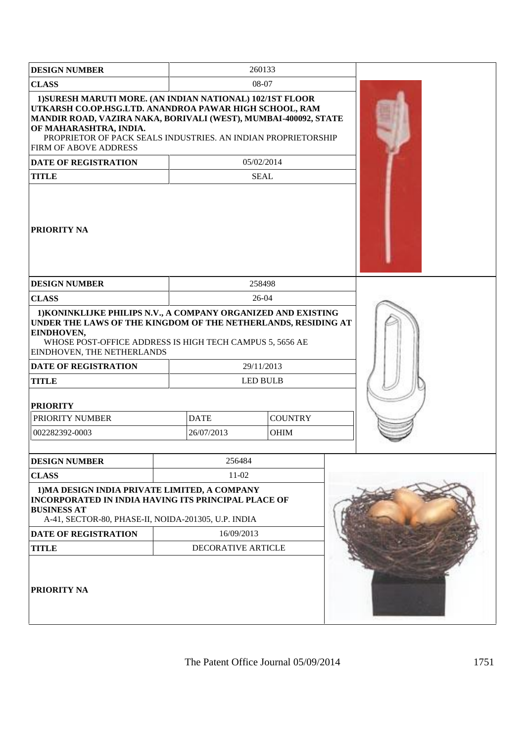| DESIGN NUMBER | 260133 |
|---|---|
| CLASS | 08-07 |
| **1)SURESH MARUTI MORE. (AN INDIAN NATIONAL) 102/1ST FLOOR UTKARSH CO.OP.HSG.LTD. ANANDROA PAWAR HIGH SCHOOL, RAM MANDIR ROAD, VAZIRA NAKA, BORIVALI (WEST), MUMBAI-400092, STATE OF MAHARASHTRA, INDIA.** PROPRIETOR OF PACK SEALS INDUSTRIES. AN INDIAN PROPRIETORSHIP FIRM OF ABOVE ADDRESS | |
| DATE OF REGISTRATION | 05/02/2014 |
| TITLE | SEAL |
| PRIORITY NA | |

| DESIGN NUMBER | 258498 | |
|---|---|---|
| CLASS | 26-04 | |
| **1)KONINKLIJKE PHILIPS N.V., A COMPANY ORGANIZED AND EXISTING UNDER THE LAWS OF THE KINGDOM OF THE NETHERLANDS, RESIDING AT EINDHOVEN,** WHOSE POST-OFFICE ADDRESS IS HIGH TECH CAMPUS 5, 5656 AE EINDHOVEN, THE NETHERLANDS | | |
| DATE OF REGISTRATION | 29/11/2013 | |
| TITLE | LED BULB | |
| **PRIORITY** | | |
| PRIORITY NUMBER | DATE | COUNTRY |
| 002282392-0003 | 26/07/2013 | OHIM |

| DESIGN NUMBER | 256484 |
|---|---|
| CLASS | 11-02 |
| **1)MA DESIGN INDIA PRIVATE LIMITED, A COMPANY INCORPORATED IN INDIA HAVING ITS PRINCIPAL PLACE OF BUSINESS AT** A-41, SECTOR-80, PHASE-II, NOIDA-201305, U.P. INDIA | |
| DATE OF REGISTRATION | 16/09/2013 |
| TITLE | DECORATIVE ARTICLE |
| PRIORITY NA | |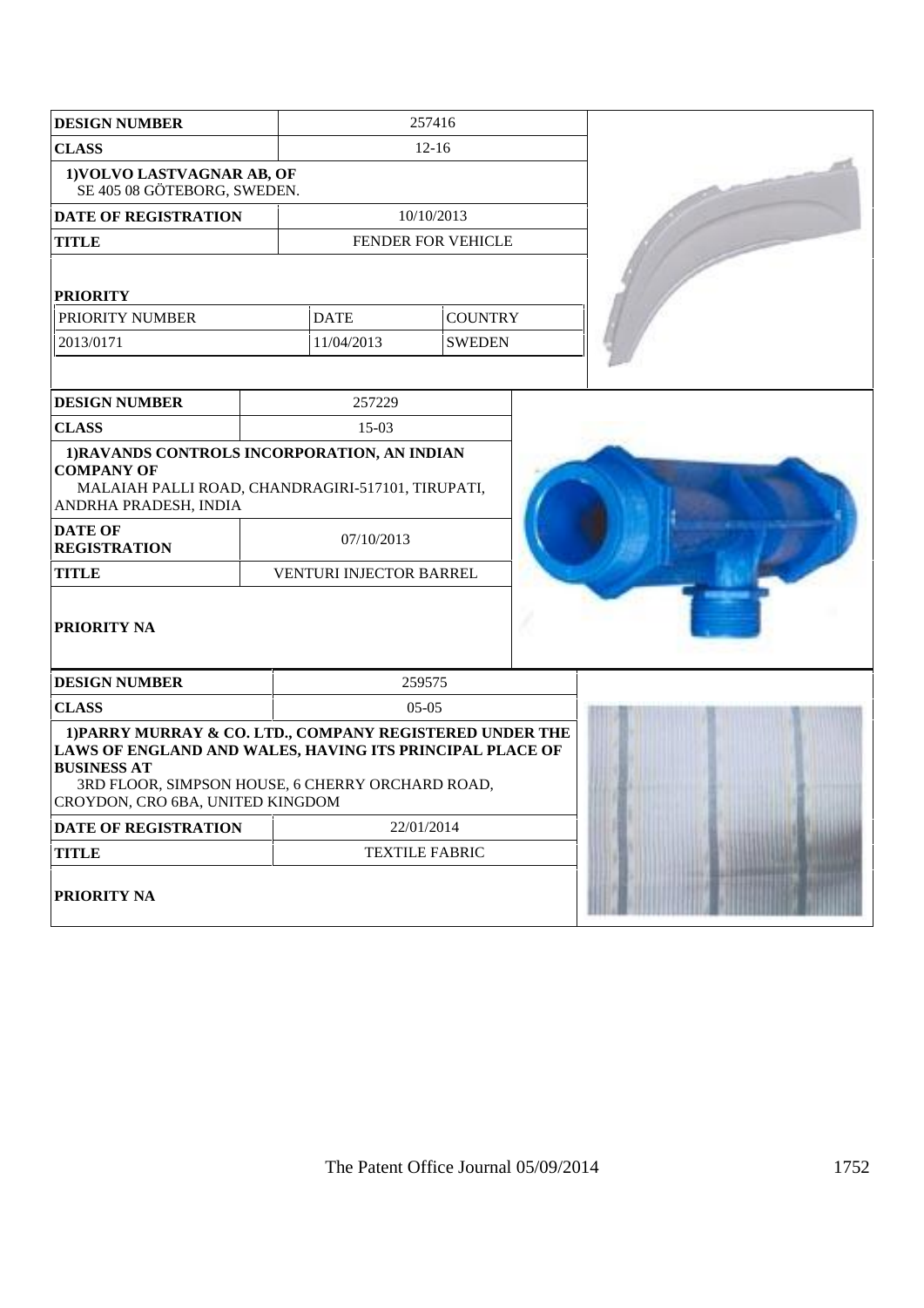| DESIGN NUMBER | 257416 | |
|---|---|---|
| CLASS | 12-16 | |
| **1)VOLVO LASTVAGNAR AB, OF** SE 405 08 GÖTEBORG, SWEDEN. | | |
| DATE OF REGISTRATION | 10/10/2013 | |
| TITLE | FENDER FOR VEHICLE | |
| **PRIORITY** | | |
| PRIORITY NUMBER | DATE | COUNTRY |
| 2013/0171 | 11/04/2013 | SWEDEN |

| DESIGN NUMBER | 257229 |
|---|---|
| CLASS | 15-03 |
| **1)RAVANDS CONTROLS INCORPORATION, AN INDIAN COMPANY OF** MALAIAH PALLI ROAD, CHANDRAGIRI-517101, TIRUPATI, ANDRHA PRADESH, INDIA | |
| DATE OF REGISTRATION | 07/10/2013 |
| TITLE | VENTURI INJECTOR BARREL |
| **PRIORITY NA** | |

| DESIGN NUMBER | 259575 |
|---|---|
| CLASS | 05-05 |
| **1)PARRY MURRAY & CO. LTD., COMPANY REGISTERED UNDER THE LAWS OF ENGLAND AND WALES, HAVING ITS PRINCIPAL PLACE OF BUSINESS AT** 3RD FLOOR, SIMPSON HOUSE, 6 CHERRY ORCHARD ROAD, CROYDON, CRO 6BA, UNITED KINGDOM | |
| DATE OF REGISTRATION | 22/01/2014 |
| TITLE | TEXTILE FABRIC |
| **PRIORITY NA** | |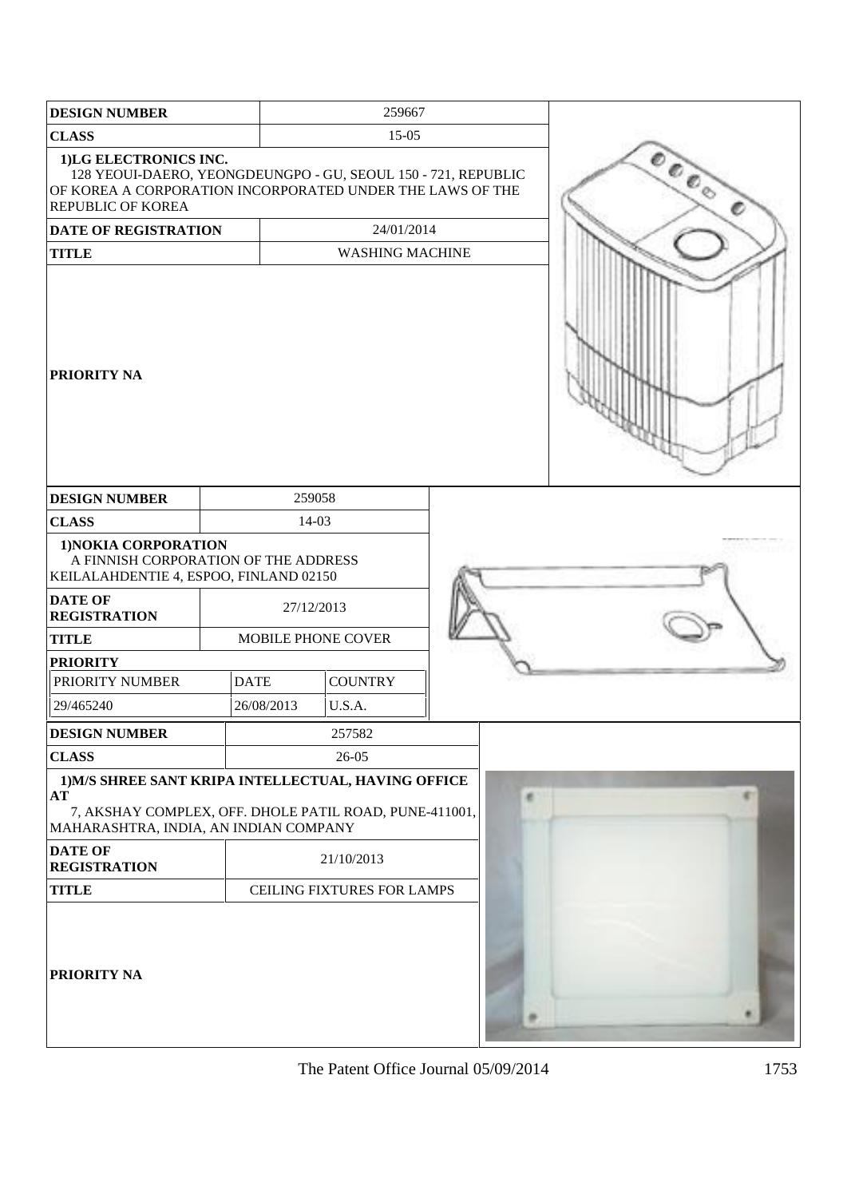| DESIGN NUMBER | 259667 |
|---|---|
| CLASS | 15-05 |
| 1)LG ELECTRONICS INC. 128 YEOUI-DAERO, YEONGDEUNGPO - GU, SEOUL 150 - 721, REPUBLIC OF KOREA A CORPORATION INCORPORATED UNDER THE LAWS OF THE REPUBLIC OF KOREA | |
| DATE OF REGISTRATION | 24/01/2014 |
| TITLE | WASHING MACHINE |
| PRIORITY NA | |

| DESIGN NUMBER | 259058 | |
|---|---|---|
| CLASS | 14-03 | |
| 1)NOKIA CORPORATION A FINNISH CORPORATION OF THE ADDRESS KEILALAHDENTIE 4, ESPOO, FINLAND 02150 | | |
| DATE OF REGISTRATION | 27/12/2013 | |
| TITLE | MOBILE PHONE COVER | |
| PRIORITY | | |
| PRIORITY NUMBER | DATE | COUNTRY |
| 29/465240 | 26/08/2013 | U.S.A. |

| DESIGN NUMBER | 257582 |
|---|---|
| CLASS | 26-05 |
| 1)M/S SHREE SANT KRIPA INTELLECTUAL, HAVING OFFICE AT 7, AKSHAY COMPLEX, OFF. DHOLE PATIL ROAD, PUNE-411001, MAHARASHTRA, INDIA, AN INDIAN COMPANY | |
| DATE OF REGISTRATION | 21/10/2013 |
| TITLE | CEILING FIXTURES FOR LAMPS |
| PRIORITY NA | |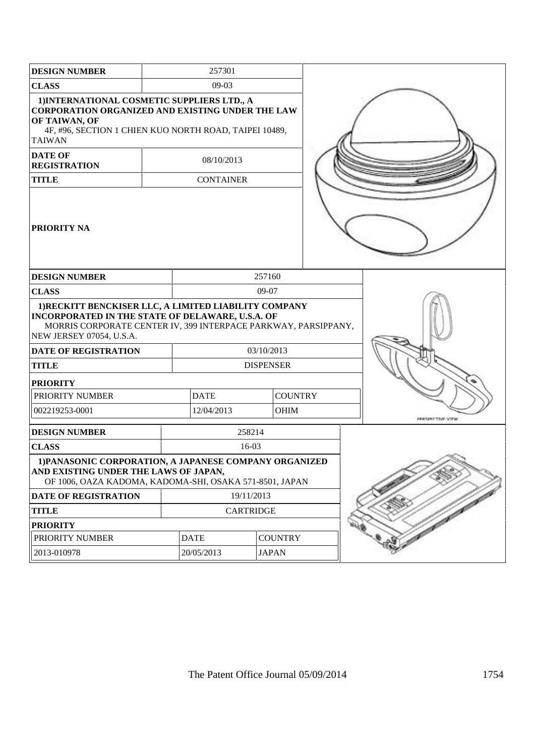| DESIGN NUMBER | 257301 |
|---|---|
| CLASS | 09-03 |
| 1)INTERNATIONAL COSMETIC SUPPLIERS LTD., A CORPORATION ORGANIZED AND EXISTING UNDER THE LAW OF TAIWAN, OF 4F, #96, SECTION 1 CHIEN KUO NORTH ROAD, TAIPEI 10489, TAIWAN | |
| DATE OF REGISTRATION | 08/10/2013 |
| TITLE | CONTAINER |
| PRIORITY NA | |

| DESIGN NUMBER | 257160 | |
|---|---|---|
| CLASS | 09-07 | |
| 1)RECKITT BENCKISER LLC, A LIMITED LIABILITY COMPANY INCORPORATED IN THE STATE OF DELAWARE, U.S.A. OF MORRIS CORPORATE CENTER IV, 399 INTERPACE PARKWAY, PARSIPPANY, NEW JERSEY 07054, U.S.A. | | |
| DATE OF REGISTRATION | 03/10/2013 | |
| TITLE | DISPENSER | |
| PRIORITY | | |
| PRIORITY NUMBER | DATE | COUNTRY |
| 002219253-0001 | 12/04/2013 | OHIM |

PERSPECTIVE VIEW

| DESIGN NUMBER | 258214 | |
|---|---|---|
| CLASS | 16-03 | |
| 1)PANASONIC CORPORATION, A JAPANESE COMPANY ORGANIZED AND EXISTING UNDER THE LAWS OF JAPAN, OF 1006, OAZA KADOMA, KADOMA-SHI, OSAKA 571-8501, JAPAN | | |
| DATE OF REGISTRATION | 19/11/2013 | |
| TITLE | CARTRIDGE | |
| PRIORITY | | |
| PRIORITY NUMBER | DATE | COUNTRY |
| 2013-010978 | 20/05/2013 | JAPAN |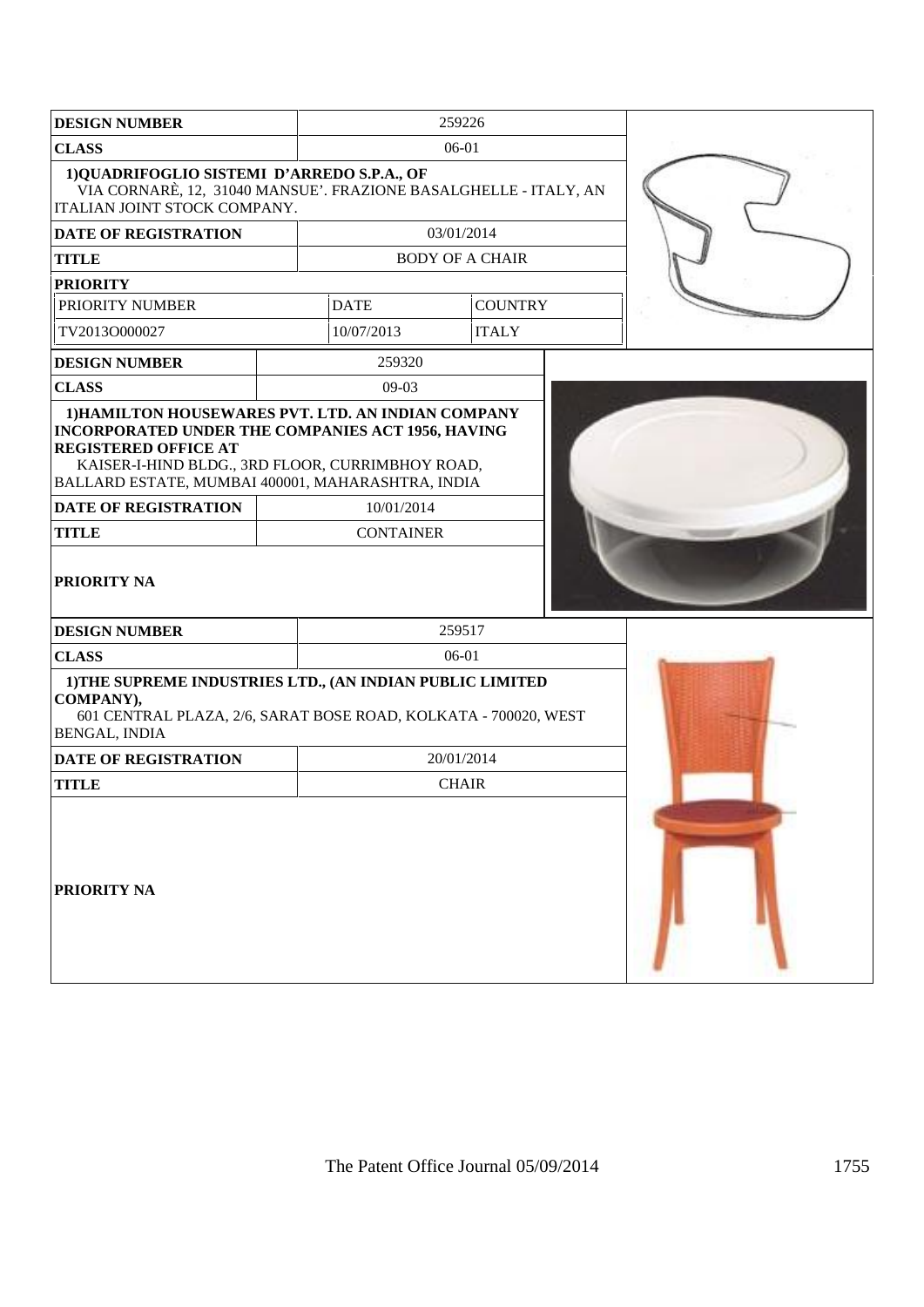| DESIGN NUMBER | 259226 | |
|---|---|---|
| CLASS | 06-01 | |
| 1)QUADRIFOGLIO SISTEMI D'ARREDO S.P.A., OF VIA CORNARÈ, 12, 31040 MANSUE'. FRAZIONE BASALGHELLE - ITALY, AN ITALIAN JOINT STOCK COMPANY. | | |
| DATE OF REGISTRATION | 03/01/2014 | |
| TITLE | BODY OF A CHAIR | |
| PRIORITY | | |
| PRIORITY NUMBER | DATE | COUNTRY |
| TV2013O000027 | 10/07/2013 | ITALY |

| DESIGN NUMBER | 259320 |
|---|---|
| CLASS | 09-03 |
| 1)HAMILTON HOUSEWARES PVT. LTD. AN INDIAN COMPANY INCORPORATED UNDER THE COMPANIES ACT 1956, HAVING REGISTERED OFFICE AT KAISER-I-HIND BLDG., 3RD FLOOR, CURRIMBHOY ROAD, BALLARD ESTATE, MUMBAI 400001, MAHARASHTRA, INDIA | |
| DATE OF REGISTRATION | 10/01/2014 |
| TITLE | CONTAINER |
| PRIORITY NA | |

| DESIGN NUMBER | 259517 |
|---|---|
| CLASS | 06-01 |
| 1)THE SUPREME INDUSTRIES LTD., (AN INDIAN PUBLIC LIMITED COMPANY), 601 CENTRAL PLAZA, 2/6, SARAT BOSE ROAD, KOLKATA - 700020, WEST BENGAL, INDIA | |
| DATE OF REGISTRATION | 20/01/2014 |
| TITLE | CHAIR |
| PRIORITY NA | |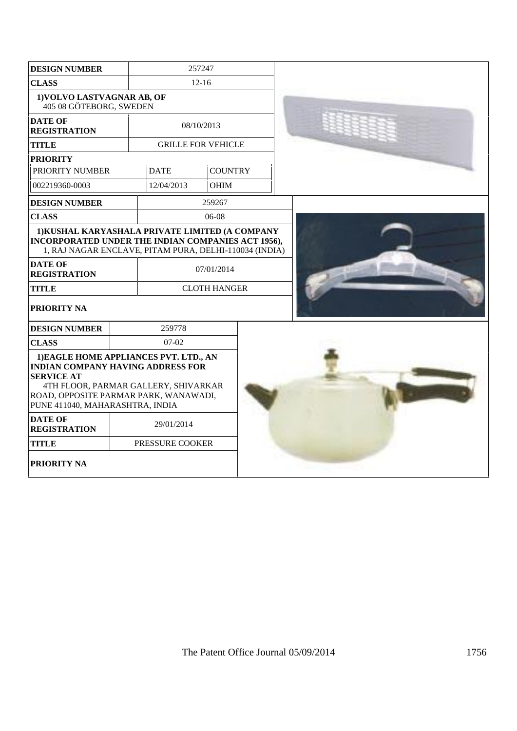| DESIGN NUMBER | 257247 | |
|---|---|---|
| CLASS | 12-16 | |
| 1)VOLVO LASTVAGNAR AB, OF 405 08 GÖTEBORG, SWEDEN | | |
| DATE OF REGISTRATION | 08/10/2013 | |
| TITLE | GRILLE FOR VEHICLE | |
| PRIORITY | | |
| PRIORITY NUMBER | DATE | COUNTRY |
| 002219360-0003 | 12/04/2013 | OHIM |

| DESIGN NUMBER | 259267 |
|---|---|
| CLASS | 06-08 |
| 1)KUSHAL KARYASHALA PRIVATE LIMITED (A COMPANY INCORPORATED UNDER THE INDIAN COMPANIES ACT 1956), 1, RAJ NAGAR ENCLAVE, PITAM PURA, DELHI-110034 (INDIA) | |
| DATE OF REGISTRATION | 07/01/2014 |
| TITLE | CLOTH HANGER |
| PRIORITY NA | |

| DESIGN NUMBER | 259778 |
|---|---|
| CLASS | 07-02 |
| 1)EAGLE HOME APPLIANCES PVT. LTD., AN INDIAN COMPANY HAVING ADDRESS FOR SERVICE AT 4TH FLOOR, PARMAR GALLERY, SHIVARKAR ROAD, OPPOSITE PARMAR PARK, WANAWADI, PUNE 411040, MAHARASHTRA, INDIA | |
| DATE OF REGISTRATION | 29/01/2014 |
| TITLE | PRESSURE COOKER |
| PRIORITY NA | |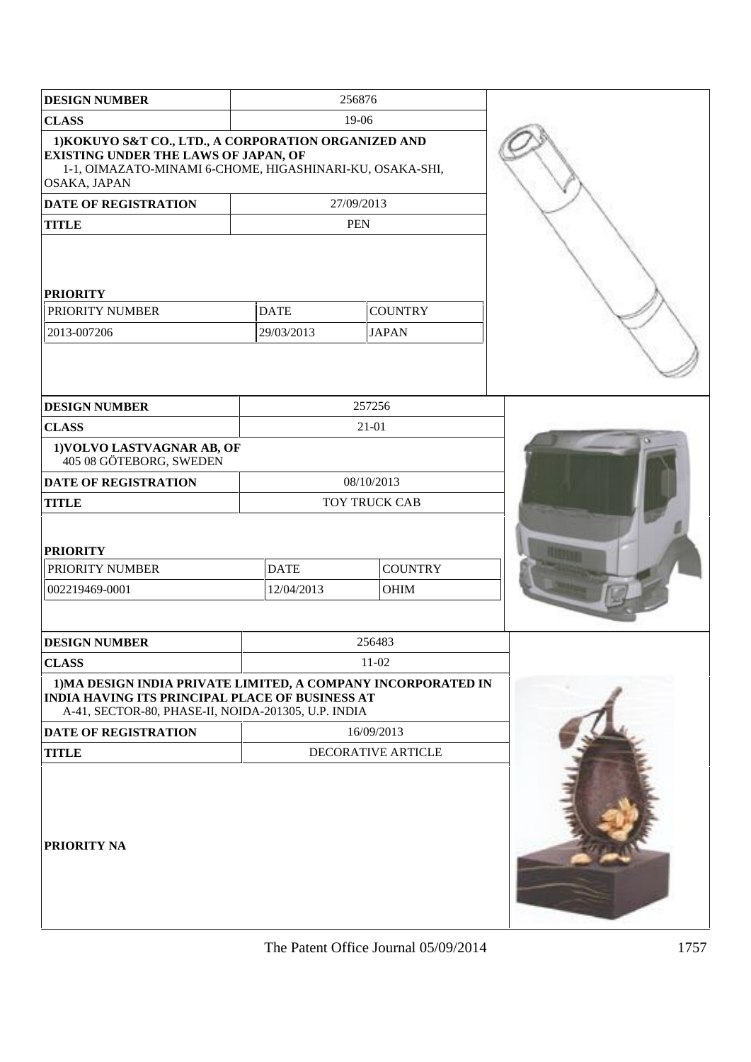| DESIGN NUMBER | 256876 | |
|---|---|---|
| CLASS | 19-06 | |
| 1)KOKUYO S&T CO., LTD., A CORPORATION ORGANIZED AND EXISTING UNDER THE LAWS OF JAPAN, OF 1-1, OIMAZATO-MINAMI 6-CHOME, HIGASHINARI-KU, OSAKA-SHI, OSAKA, JAPAN | | |
| DATE OF REGISTRATION | 27/09/2013 | |
| TITLE | PEN | |

**PRIORITY**

| PRIORITY NUMBER | DATE | COUNTRY |
|---|---|---|
| 2013-007206 | 29/03/2013 | JAPAN |

| DESIGN NUMBER | 257256 | |
|---|---|---|
| CLASS | 21-01 | |
| 1)VOLVO LASTVAGNAR AB, OF 405 08 GÖTEBORG, SWEDEN | | |
| DATE OF REGISTRATION | 08/10/2013 | |
| TITLE | TOY TRUCK CAB | |

**PRIORITY**

| PRIORITY NUMBER | DATE | COUNTRY |
|---|---|---|
| 002219469-0001 | 12/04/2013 | OHIM |

| DESIGN NUMBER | 256483 | |
|---|---|---|
| CLASS | 11-02 | |
| 1)MA DESIGN INDIA PRIVATE LIMITED, A COMPANY INCORPORATED IN INDIA HAVING ITS PRINCIPAL PLACE OF BUSINESS AT A-41, SECTOR-80, PHASE-II, NOIDA-201305, U.P. INDIA | | |
| DATE OF REGISTRATION | 16/09/2013 | |
| TITLE | DECORATIVE ARTICLE | |

**PRIORITY NA**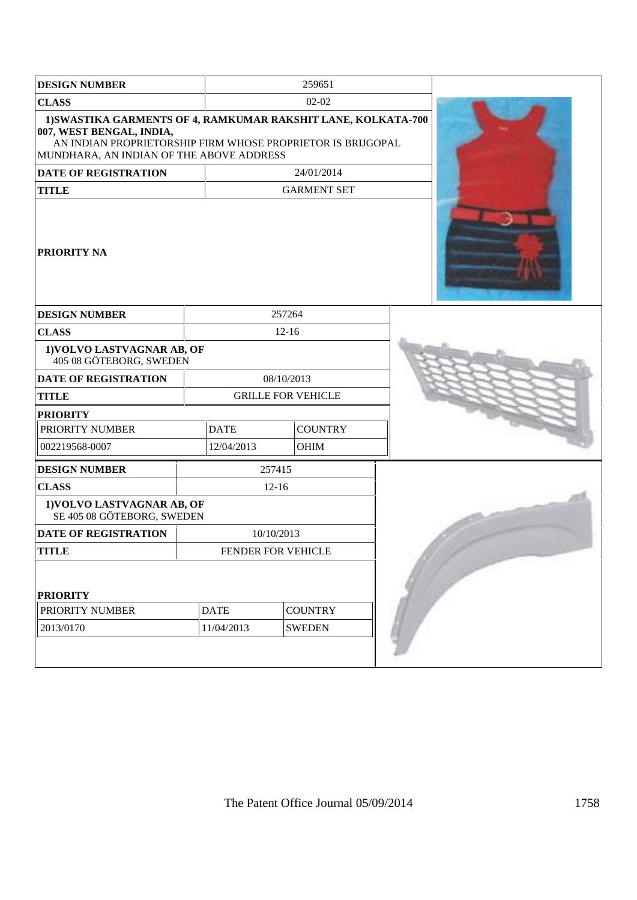| DESIGN NUMBER | 259651 |
| --- | --- |
| CLASS | 02-02 |
| 1)SWASTIKA GARMENTS OF 4, RAMKUMAR RAKSHIT LANE, KOLKATA-700 007, WEST BENGAL, INDIA, AN INDIAN PROPRIETORSHIP FIRM WHOSE PROPRIETOR IS BRIJGOPAL MUNDHARA, AN INDIAN OF THE ABOVE ADDRESS | |
| DATE OF REGISTRATION | 24/01/2014 |
| TITLE | GARMENT SET |
| PRIORITY NA | |

| DESIGN NUMBER | 257264 | |
| --- | --- | --- |
| CLASS | 12-16 | |
| 1)VOLVO LASTVAGNAR AB, OF 405 08 GÖTEBORG, SWEDEN | | |
| DATE OF REGISTRATION | 08/10/2013 | |
| TITLE | GRILLE FOR VEHICLE | |
| PRIORITY | | |
| PRIORITY NUMBER | DATE | COUNTRY |
| 002219568-0007 | 12/04/2013 | OHIM |

| DESIGN NUMBER | 257415 | |
| --- | --- | --- |
| CLASS | 12-16 | |
| 1)VOLVO LASTVAGNAR AB, OF SE 405 08 GÖTEBORG, SWEDEN | | |
| DATE OF REGISTRATION | 10/10/2013 | |
| TITLE | FENDER FOR VEHICLE | |
| PRIORITY | | |
| PRIORITY NUMBER | DATE | COUNTRY |
| 2013/0170 | 11/04/2013 | SWEDEN |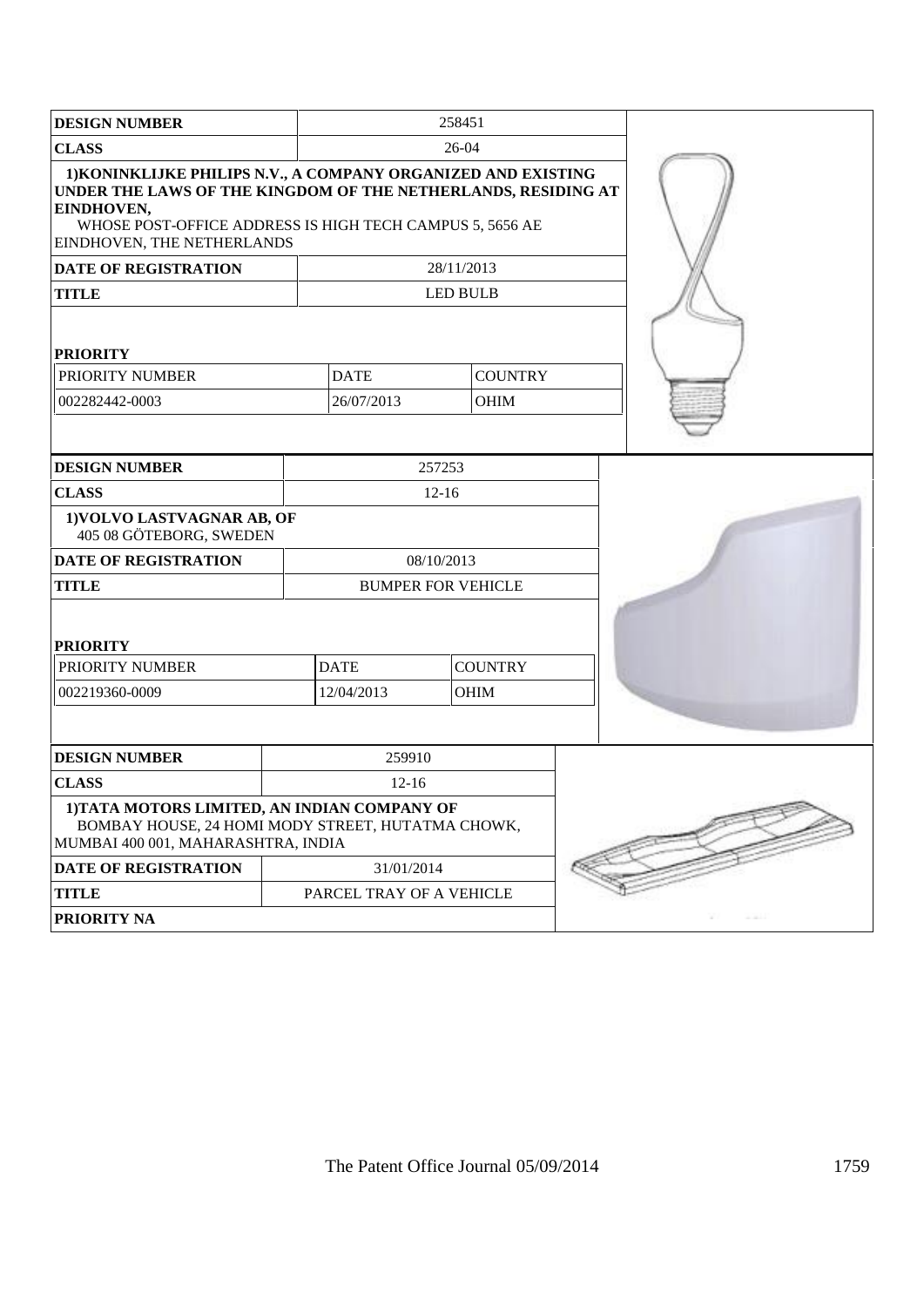| DESIGN NUMBER | 258451 | |
|---|---|---|
| CLASS | 26-04 | |
| 1)KONINKLIJKE PHILIPS N.V., A COMPANY ORGANIZED AND EXISTING UNDER THE LAWS OF THE KINGDOM OF THE NETHERLANDS, RESIDING AT EINDHOVEN, WHOSE POST-OFFICE ADDRESS IS HIGH TECH CAMPUS 5, 5656 AE EINDHOVEN, THE NETHERLANDS | | |
| DATE OF REGISTRATION | 28/11/2013 | |
| TITLE | LED BULB | |
| **PRIORITY** | | |
| PRIORITY NUMBER | DATE | COUNTRY |
| 002282442-0003 | 26/07/2013 | OHIM |

| DESIGN NUMBER | 257253 | |
|---|---|---|
| CLASS | 12-16 | |
| 1)VOLVO LASTVAGNAR AB, OF 405 08 GÖTEBORG, SWEDEN | | |
| DATE OF REGISTRATION | 08/10/2013 | |
| TITLE | BUMPER FOR VEHICLE | |
| **PRIORITY** | | |
| PRIORITY NUMBER | DATE | COUNTRY |
| 002219360-0009 | 12/04/2013 | OHIM |

| DESIGN NUMBER | 259910 |
|---|---|
| CLASS | 12-16 |
| 1)TATA MOTORS LIMITED, AN INDIAN COMPANY OF BOMBAY HOUSE, 24 HOMI MODY STREET, HUTATMA CHOWK, MUMBAI 400 001, MAHARASHTRA, INDIA | |
| DATE OF REGISTRATION | 31/01/2014 |
| TITLE | PARCEL TRAY OF A VEHICLE |
| PRIORITY NA | |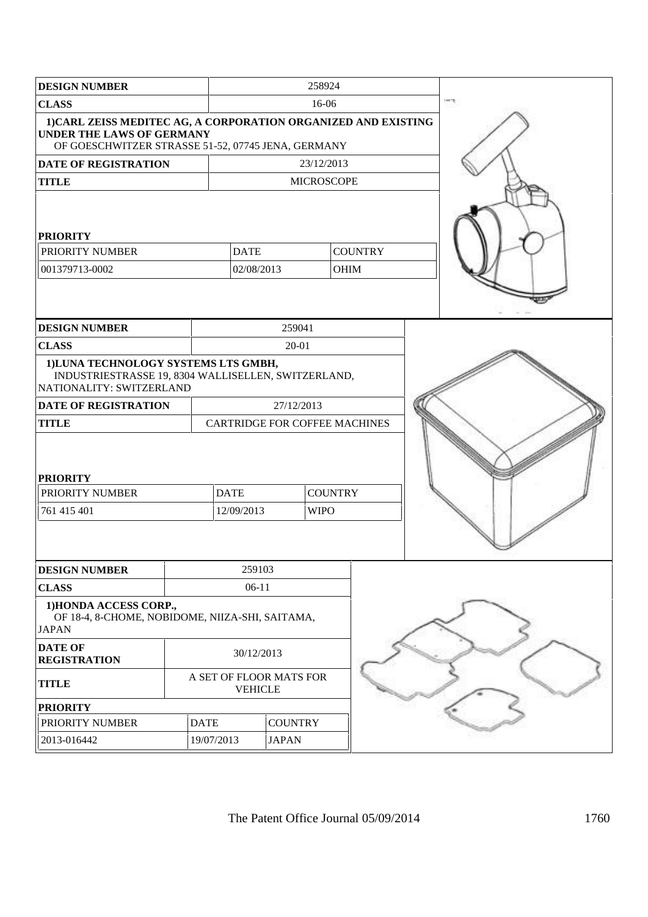| DESIGN NUMBER | 258924 | | |
|---|---|---|---|
| CLASS | 16-06 | | |
| 1)CARL ZEISS MEDITEC AG, A CORPORATION ORGANIZED AND EXISTING UNDER THE LAWS OF GERMANY OF GOESCHWITZER STRASSE 51-52, 07745 JENA, GERMANY | | | |
| DATE OF REGISTRATION | 23/12/2013 | | |
| TITLE | MICROSCOPE | | |
| PRIORITY | | | |
| PRIORITY NUMBER | DATE | COUNTRY | |
| 001379713-0002 | 02/08/2013 | OHIM | |

| DESIGN NUMBER | 259041 | | |
|---|---|---|---|
| CLASS | 20-01 | | |
| 1)LUNA TECHNOLOGY SYSTEMS LTS GMBH, INDUSTRIESTRASSE 19, 8304 WALLISELLEN, SWITZERLAND, NATIONALITY: SWITZERLAND | | | |
| DATE OF REGISTRATION | 27/12/2013 | | |
| TITLE | CARTRIDGE FOR COFFEE MACHINES | | |
| PRIORITY | | | |
| PRIORITY NUMBER | DATE | COUNTRY | |
| 761 415 401 | 12/09/2013 | WIPO | |

| DESIGN NUMBER | 259103 | | |
|---|---|---|---|
| CLASS | 06-11 | | |
| 1)HONDA ACCESS CORP., OF 18-4, 8-CHOME, NOBIDOME, NIIZA-SHI, SAITAMA, JAPAN | | | |
| DATE OF REGISTRATION | 30/12/2013 | | |
| TITLE | A SET OF FLOOR MATS FOR VEHICLE | | |
| PRIORITY | | | |
| PRIORITY NUMBER | DATE | COUNTRY | |
| 2013-016442 | 19/07/2013 | JAPAN | |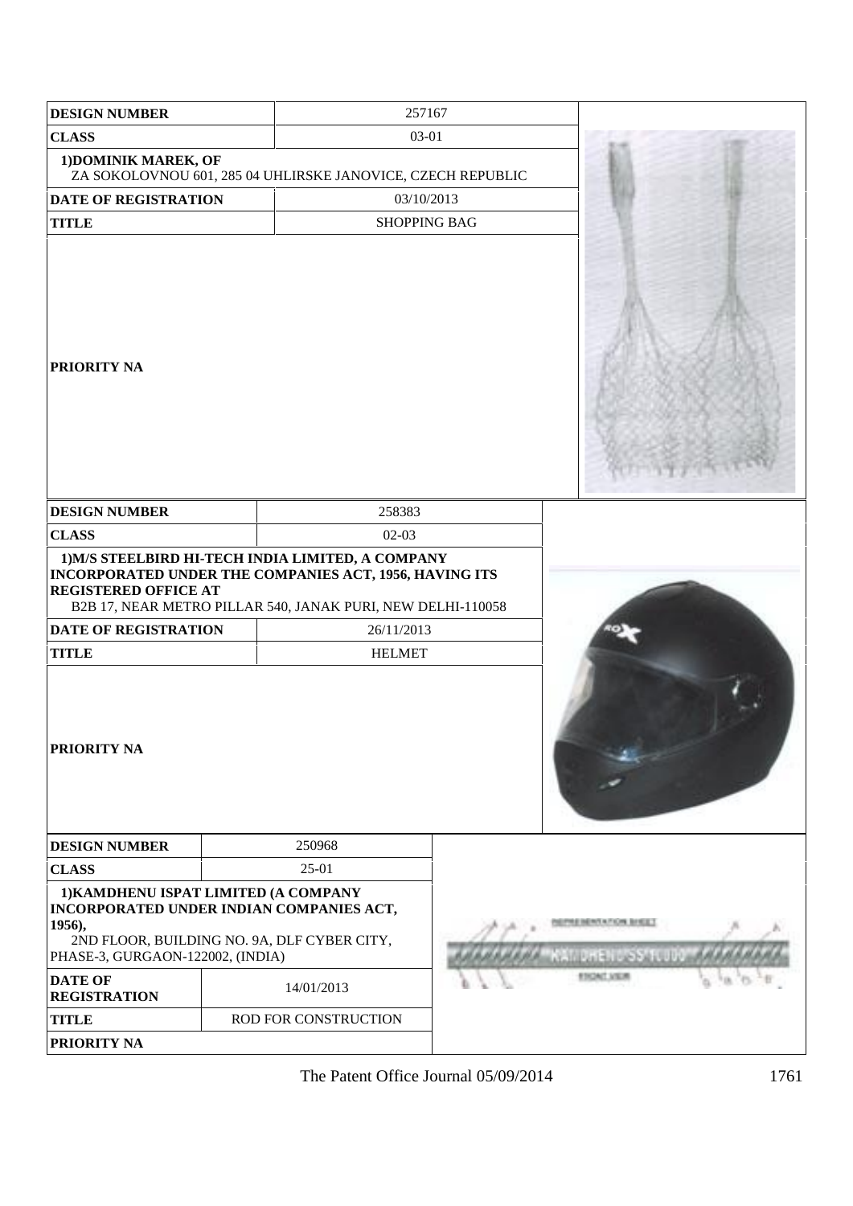| DESIGN NUMBER | 257167 |
|---|---|
| CLASS | 03-01 |
| 1)DOMINIK MAREK, OF<br>ZA SOKOLOVNOU 601, 285 04 UHLIRSKE JANOVICE, CZECH REPUBLIC | |
| DATE OF REGISTRATION | 03/10/2013 |
| TITLE | SHOPPING BAG |
| PRIORITY NA | |

| DESIGN NUMBER | 258383 |
|---|---|
| CLASS | 02-03 |
| 1)M/S STEELBIRD HI-TECH INDIA LIMITED, A COMPANY INCORPORATED UNDER THE COMPANIES ACT, 1956, HAVING ITS REGISTERED OFFICE AT<br>B2B 17, NEAR METRO PILLAR 540, JANAK PURI, NEW DELHI-110058 | |
| DATE OF REGISTRATION | 26/11/2013 |
| TITLE | HELMET |
| PRIORITY NA | |

| DESIGN NUMBER | 250968 |
|---|---|
| CLASS | 25-01 |
| 1)KAMDHENU ISPAT LIMITED (A COMPANY INCORPORATED UNDER INDIAN COMPANIES ACT, 1956),<br>2ND FLOOR, BUILDING NO. 9A, DLF CYBER CITY, PHASE-3, GURGAON-122002, (INDIA) | |
| DATE OF REGISTRATION | 14/01/2013 |
| TITLE | ROD FOR CONSTRUCTION |
| PRIORITY NA | |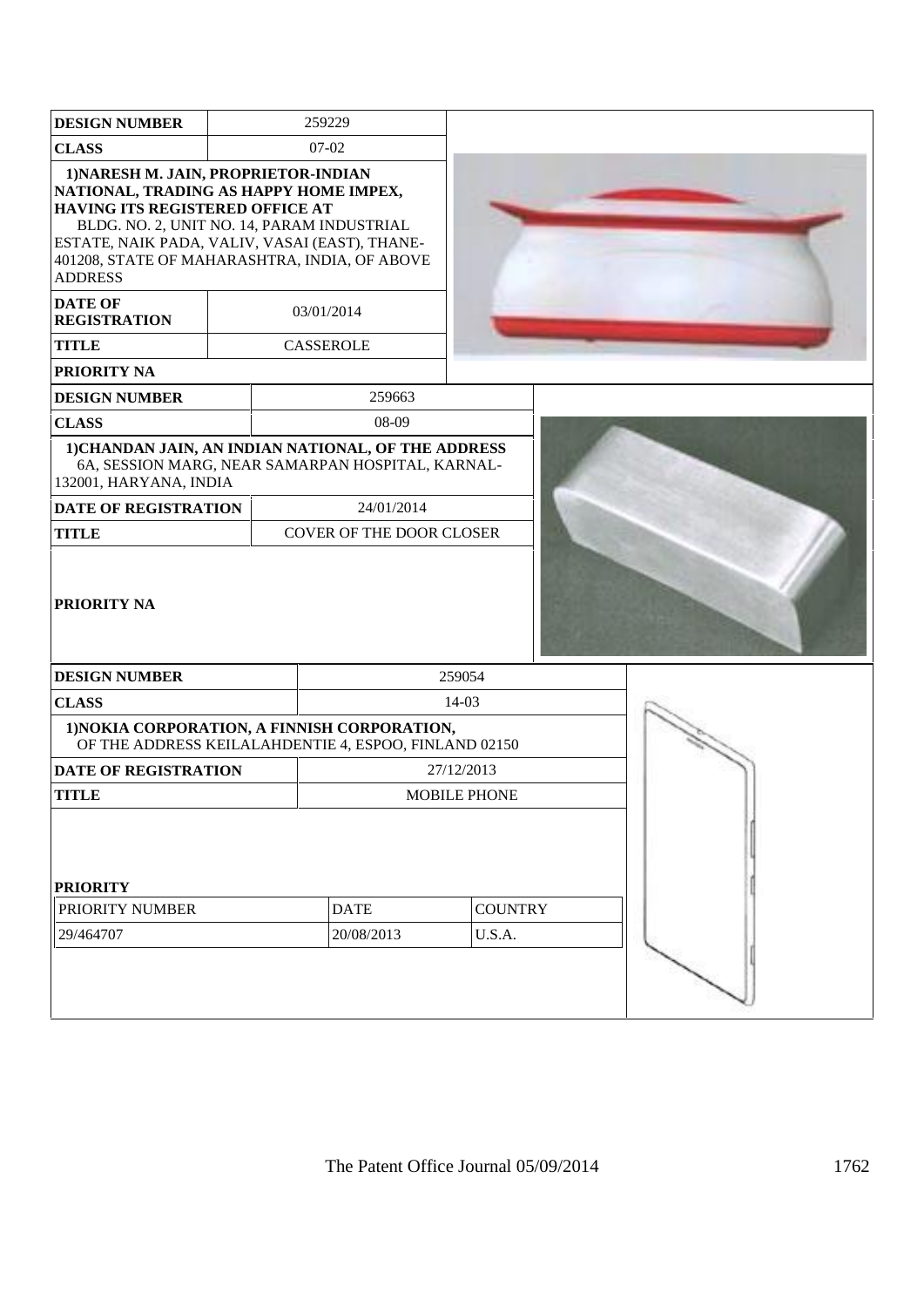| DESIGN NUMBER | 259229 |
|---|---|
| CLASS | 07-02 |
| 1)NARESH M. JAIN, PROPRIETOR-INDIAN NATIONAL, TRADING AS HAPPY HOME IMPEX, HAVING ITS REGISTERED OFFICE AT BLDG. NO. 2, UNIT NO. 14, PARAM INDUSTRIAL ESTATE, NAIK PADA, VALIV, VASAI (EAST), THANE-401208, STATE OF MAHARASHTRA, INDIA, OF ABOVE ADDRESS | |
| DATE OF REGISTRATION | 03/01/2014 |
| TITLE | CASSEROLE |
| PRIORITY NA | |

| DESIGN NUMBER | 259663 |
|---|---|
| CLASS | 08-09 |
| 1)CHANDAN JAIN, AN INDIAN NATIONAL, OF THE ADDRESS 6A, SESSION MARG, NEAR SAMARPAN HOSPITAL, KARNAL-132001, HARYANA, INDIA | |
| DATE OF REGISTRATION | 24/01/2014 |
| TITLE | COVER OF THE DOOR CLOSER |
| PRIORITY NA | |

| DESIGN NUMBER | 259054 | |
|---|---|---|
| CLASS | 14-03 | |
| 1)NOKIA CORPORATION, A FINNISH CORPORATION, OF THE ADDRESS KEILALAHDENTIE 4, ESPOO, FINLAND 02150 | | |
| DATE OF REGISTRATION | 27/12/2013 | |
| TITLE | MOBILE PHONE | |
| PRIORITY | | |
| PRIORITY NUMBER | DATE | COUNTRY |
| 29/464707 | 20/08/2013 | U.S.A. |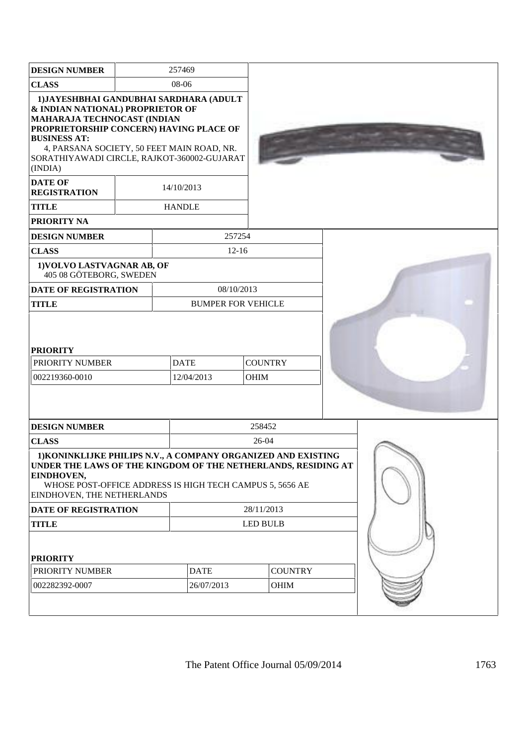| DESIGN NUMBER | 257469 |
| --- | --- |
| CLASS | 08-06 |
| **1)JAYESHBHAI GANDUBHAI SARDHARA (ADULT & INDIAN NATIONAL) PROPRIETOR OF MAHARAJA TECHNOCAST (INDIAN PROPRIETORSHIP CONCERN) HAVING PLACE OF BUSINESS AT:** 4, PARSANA SOCIETY, 50 FEET MAIN ROAD, NR. SORATHIYAWADI CIRCLE, RAJKOT-360002-GUJARAT (INDIA) | |
| DATE OF REGISTRATION | 14/10/2013 |
| TITLE | HANDLE |
| PRIORITY NA | |

| DESIGN NUMBER | 257254 | |
| --- | --- | --- |
| CLASS | 12-16 | |
| **1)VOLVO LASTVAGNAR AB, OF** 405 08 GÖTEBORG, SWEDEN | | |
| DATE OF REGISTRATION | 08/10/2013 | |
| TITLE | BUMPER FOR VEHICLE | |
| **PRIORITY** | | |
| PRIORITY NUMBER | DATE | COUNTRY |
| 002219360-0010 | 12/04/2013 | OHIM |

| DESIGN NUMBER | 258452 | |
| --- | --- | --- |
| CLASS | 26-04 | |
| **1)KONINKLIJKE PHILIPS N.V., A COMPANY ORGANIZED AND EXISTING UNDER THE LAWS OF THE KINGDOM OF THE NETHERLANDS, RESIDING AT EINDHOVEN,** WHOSE POST-OFFICE ADDRESS IS HIGH TECH CAMPUS 5, 5656 AE EINDHOVEN, THE NETHERLANDS | | |
| DATE OF REGISTRATION | 28/11/2013 | |
| TITLE | LED BULB | |
| **PRIORITY** | | |
| PRIORITY NUMBER | DATE | COUNTRY |
| 002282392-0007 | 26/07/2013 | OHIM |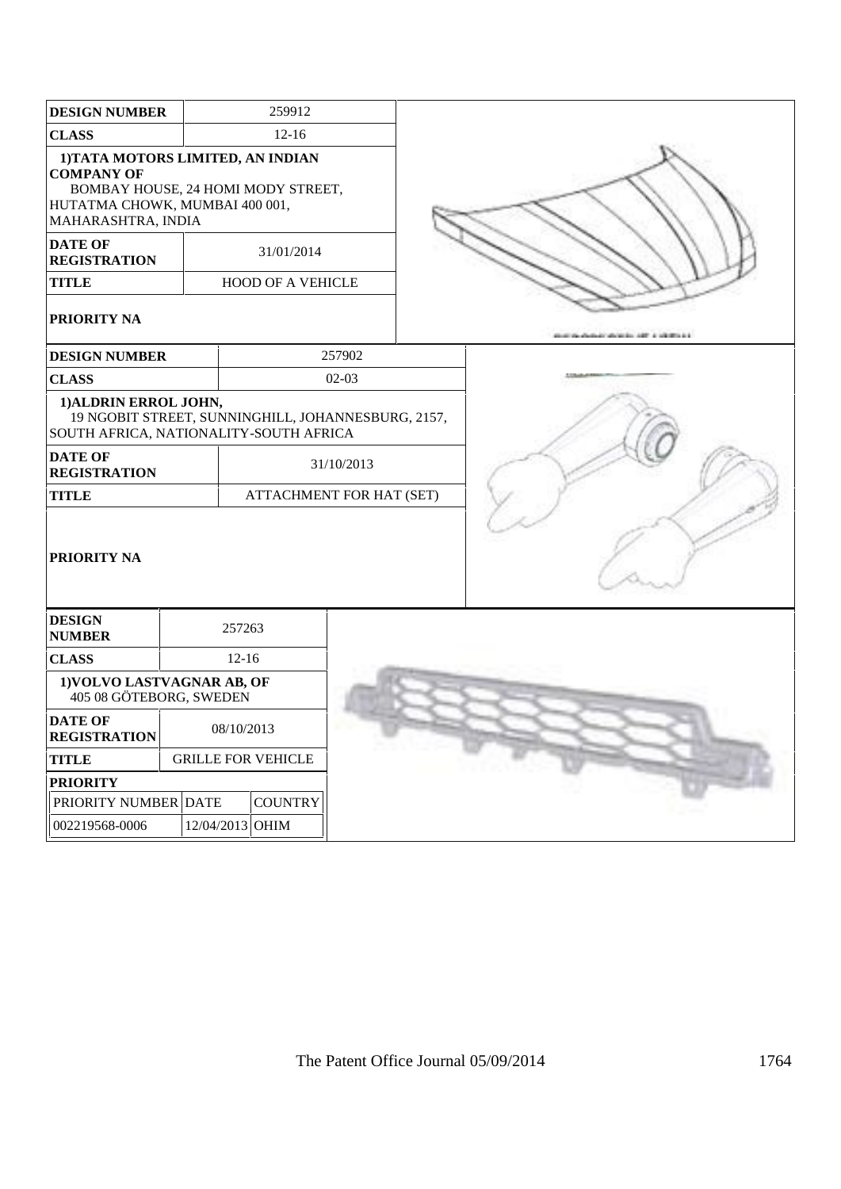| DESIGN NUMBER | 259912 |
|---|---|
| CLASS | 12-16 |
| 1)TATA MOTORS LIMITED, AN INDIAN COMPANY OF BOMBAY HOUSE, 24 HOMI MODY STREET, HUTATMA CHOWK, MUMBAI 400 001, MAHARASHTRA, INDIA | |
| DATE OF REGISTRATION | 31/01/2014 |
| TITLE | HOOD OF A VEHICLE |
| PRIORITY NA | |

| DESIGN NUMBER | 257902 |
|---|---|
| CLASS | 02-03 |
| 1)ALDRIN ERROL JOHN, 19 NGOBIT STREET, SUNNINGHILL, JOHANNESBURG, 2157, SOUTH AFRICA, NATIONALITY-SOUTH AFRICA | |
| DATE OF REGISTRATION | 31/10/2013 |
| TITLE | ATTACHMENT FOR HAT (SET) |
| PRIORITY NA | |

| DESIGN NUMBER | 257263 |
|---|---|
| CLASS | 12-16 |
| 1)VOLVO LASTVAGNAR AB, OF 405 08 GÖTEBORG, SWEDEN | |
| DATE OF REGISTRATION | 08/10/2013 |
| TITLE | GRILLE FOR VEHICLE |
| PRIORITY | |

| PRIORITY NUMBER | DATE | COUNTRY |
|---|---|---|
| 002219568-0006 | 12/04/2013 | OHIM |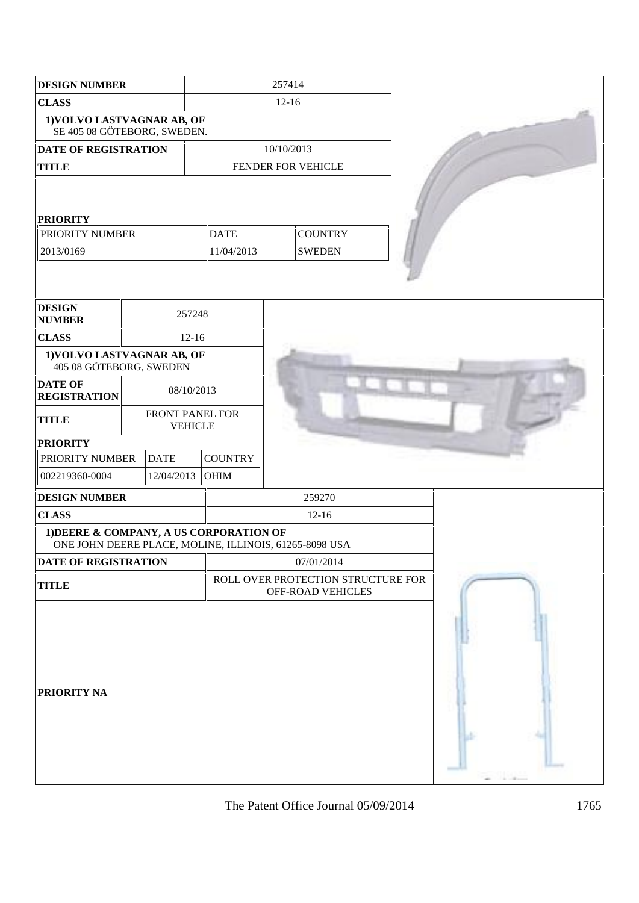| DESIGN NUMBER | 257414 |
|---|---|
| CLASS | 12-16 |
| 1)VOLVO LASTVAGNAR AB, OF SE 405 08 GÖTEBORG, SWEDEN. | |
| DATE OF REGISTRATION | 10/10/2013 |
| TITLE | FENDER FOR VEHICLE |
| PRIORITY | |

| PRIORITY NUMBER | DATE | COUNTRY |
|---|---|---|
| 2013/0169 | 11/04/2013 | SWEDEN |

| DESIGN NUMBER | 257248 |
|---|---|
| CLASS | 12-16 |
| 1)VOLVO LASTVAGNAR AB, OF 405 08 GÖTEBORG, SWEDEN | |
| DATE OF REGISTRATION | 08/10/2013 |
| TITLE | FRONT PANEL FOR VEHICLE |
| PRIORITY | |

| PRIORITY NUMBER | DATE | COUNTRY |
|---|---|---|
| 002219360-0004 | 12/04/2013 | OHIM |

| DESIGN NUMBER | 259270 |
|---|---|
| CLASS | 12-16 |
| 1)DEERE & COMPANY, A US CORPORATION OF ONE JOHN DEERE PLACE, MOLINE, ILLINOIS, 61265-8098 USA | |
| DATE OF REGISTRATION | 07/01/2014 |
| TITLE | ROLL OVER PROTECTION STRUCTURE FOR OFF-ROAD VEHICLES |
| PRIORITY NA | |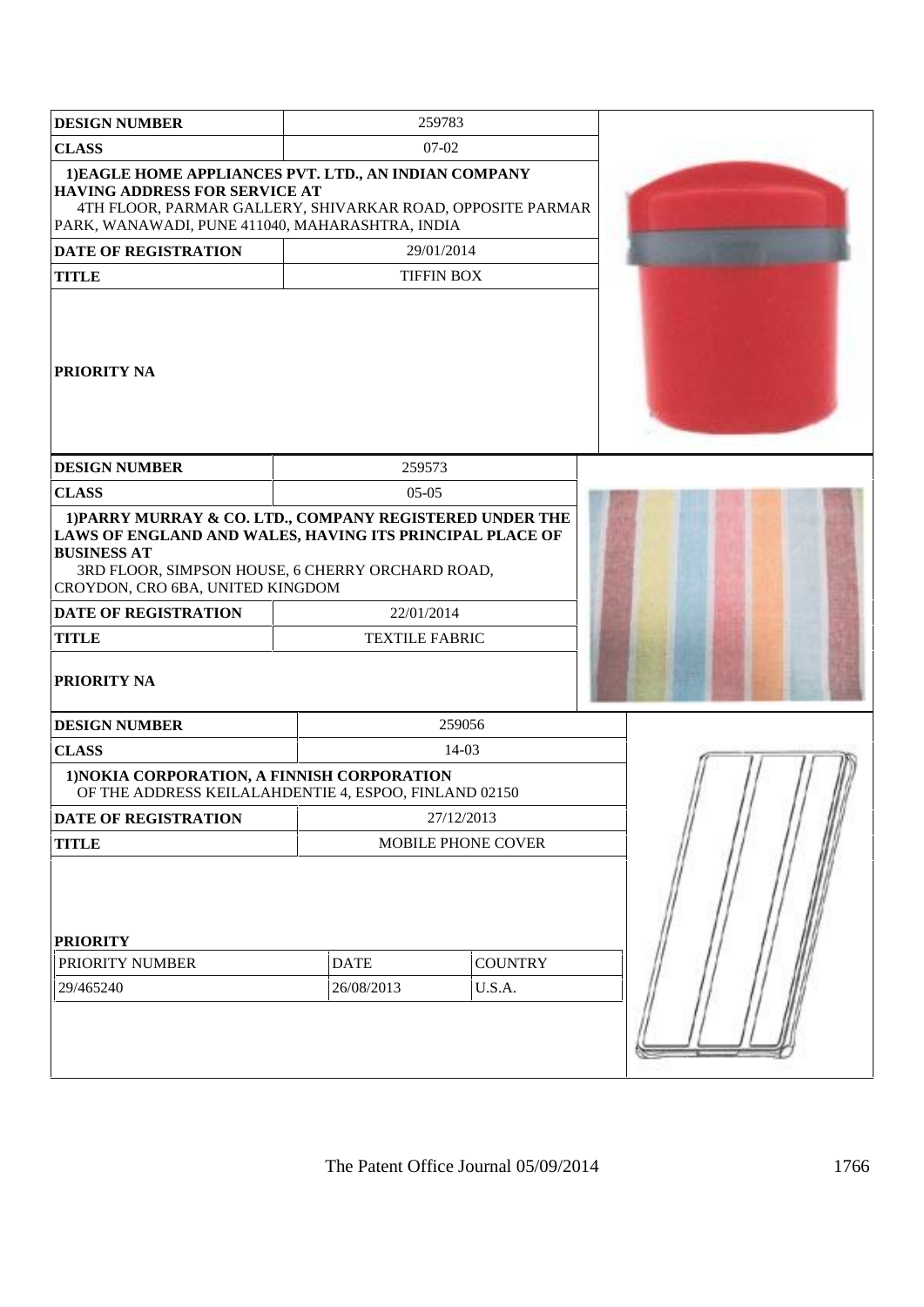| DESIGN NUMBER | 259783 |
|---|---|
| CLASS | 07-02 |
| 1)EAGLE HOME APPLIANCES PVT. LTD., AN INDIAN COMPANY HAVING ADDRESS FOR SERVICE AT 4TH FLOOR, PARMAR GALLERY, SHIVARKAR ROAD, OPPOSITE PARMAR PARK, WANAWADI, PUNE 411040, MAHARASHTRA, INDIA | |
| DATE OF REGISTRATION | 29/01/2014 |
| TITLE | TIFFIN BOX |
| PRIORITY NA | |

| DESIGN NUMBER | 259573 |
|---|---|
| CLASS | 05-05 |
| 1)PARRY MURRAY & CO. LTD., COMPANY REGISTERED UNDER THE LAWS OF ENGLAND AND WALES, HAVING ITS PRINCIPAL PLACE OF BUSINESS AT 3RD FLOOR, SIMPSON HOUSE, 6 CHERRY ORCHARD ROAD, CROYDON, CRO 6BA, UNITED KINGDOM | |
| DATE OF REGISTRATION | 22/01/2014 |
| TITLE | TEXTILE FABRIC |
| PRIORITY NA | |

| DESIGN NUMBER | 259056 | |
|---|---|---|
| CLASS | 14-03 | |
| 1)NOKIA CORPORATION, A FINNISH CORPORATION OF THE ADDRESS KEILALAHDENTIE 4, ESPOO, FINLAND 02150 | | |
| DATE OF REGISTRATION | 27/12/2013 | |
| TITLE | MOBILE PHONE COVER | |
| PRIORITY | | |
| PRIORITY NUMBER | DATE | COUNTRY |
| 29/465240 | 26/08/2013 | U.S.A. |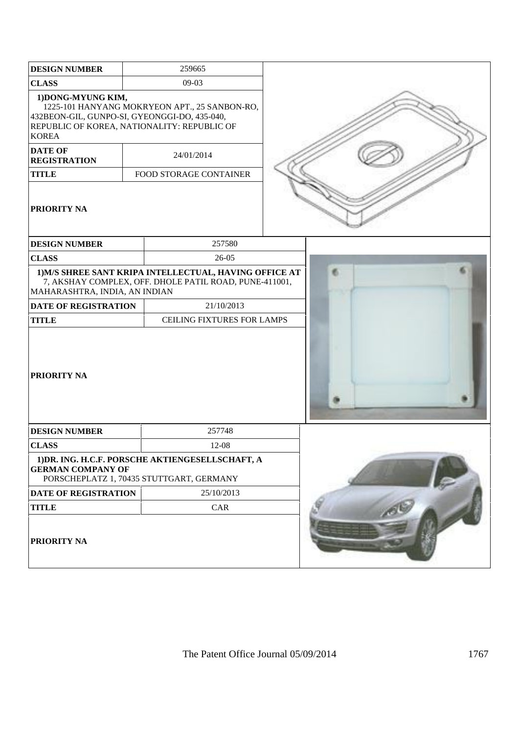| | |
|---|---|
| **DESIGN NUMBER** | 259665 |
| **CLASS** | 09-03 |
| **1)DONG-MYUNG KIM,** 1225-101 HANYANG MOKRYEON APT., 25 SANBON-RO, 432BEON-GIL, GUNPO-SI, GYEONGGI-DO, 435-040, REPUBLIC OF KOREA, NATIONALITY: REPUBLIC OF KOREA | |
| **DATE OF REGISTRATION** | 24/01/2014 |
| **TITLE** | FOOD STORAGE CONTAINER |
| **PRIORITY NA** | |

| | |
|---|---|
| **DESIGN NUMBER** | 257580 |
| **CLASS** | 26-05 |
| **1)M/S SHREE SANT KRIPA INTELLECTUAL, HAVING OFFICE AT** 7, AKSHAY COMPLEX, OFF. DHOLE PATIL ROAD, PUNE-411001, MAHARASHTRA, INDIA, AN INDIAN | |
| **DATE OF REGISTRATION** | 21/10/2013 |
| **TITLE** | CEILING FIXTURES FOR LAMPS |
| **PRIORITY NA** | |

| | |
|---|---|
| **DESIGN NUMBER** | 257748 |
| **CLASS** | 12-08 |
| **1)DR. ING. H.C.F. PORSCHE AKTIENGESELLSCHAFT, A GERMAN COMPANY OF** PORSCHEPLATZ 1, 70435 STUTTGART, GERMANY | |
| **DATE OF REGISTRATION** | 25/10/2013 |
| **TITLE** | CAR |
| **PRIORITY NA** | |